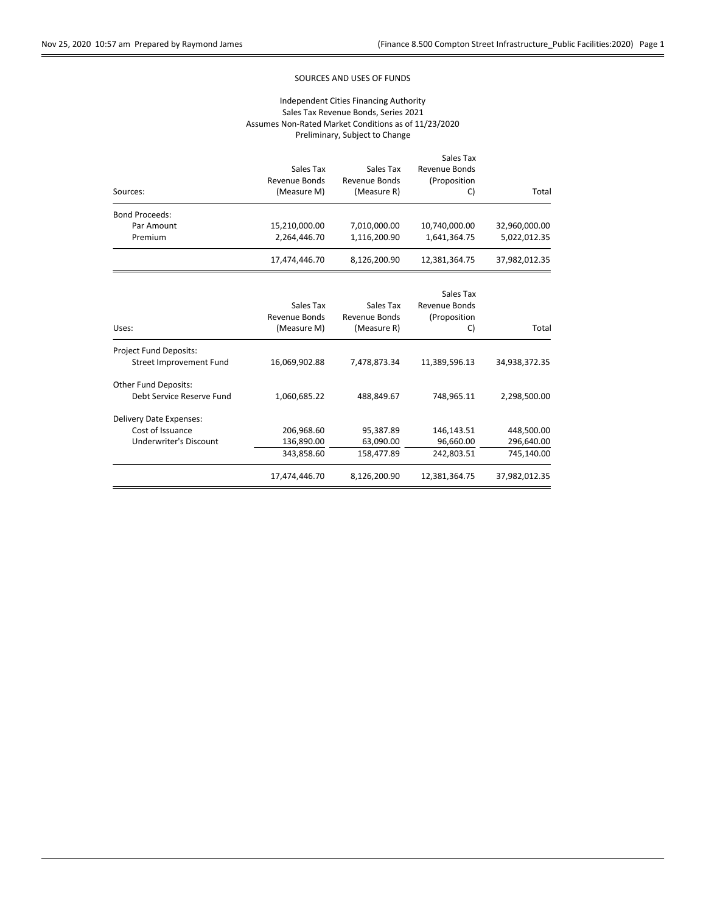SOURCES AND USES OF FUNDS

Independent Cities Financing Authority
Sales Tax Revenue Bonds, Series 2021
Assumes Non-Rated Market Conditions as of 11/23/2020
Preliminary, Subject to Change

| Sources: | Sales Tax Revenue Bonds (Measure M) | Sales Tax Revenue Bonds (Measure R) | Sales Tax Revenue Bonds (Proposition C) | Total |
|---|---|---|---|---|
| Bond Proceeds: | | | | |
| Par Amount | 15,210,000.00 | 7,010,000.00 | 10,740,000.00 | 32,960,000.00 |
| Premium | 2,264,446.70 | 1,116,200.90 | 1,641,364.75 | 5,022,012.35 |
| | 17,474,446.70 | 8,126,200.90 | 12,381,364.75 | 37,982,012.35 |

| Uses: | Sales Tax Revenue Bonds (Measure M) | Sales Tax Revenue Bonds (Measure R) | Sales Tax Revenue Bonds (Proposition C) | Total |
|---|---|---|---|---|
| Project Fund Deposits: | | | | |
| Street Improvement Fund | 16,069,902.88 | 7,478,873.34 | 11,389,596.13 | 34,938,372.35 |
| Other Fund Deposits: | | | | |
| Debt Service Reserve Fund | 1,060,685.22 | 488,849.67 | 748,965.11 | 2,298,500.00 |
| Delivery Date Expenses: | | | | |
| Cost of Issuance | 206,968.60 | 95,387.89 | 146,143.51 | 448,500.00 |
| Underwriter's Discount | 136,890.00 | 63,090.00 | 96,660.00 | 296,640.00 |
| | 343,858.60 | 158,477.89 | 242,803.51 | 745,140.00 |
| | 17,474,446.70 | 8,126,200.90 | 12,381,364.75 | 37,982,012.35 |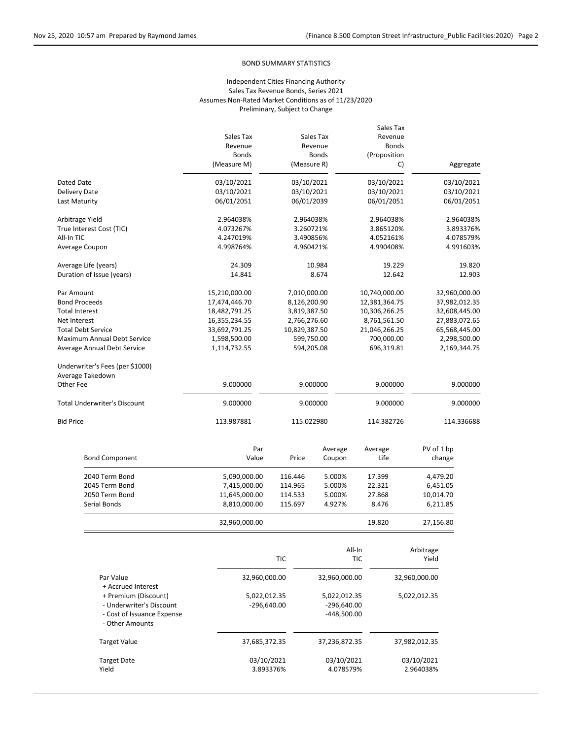BOND SUMMARY STATISTICS

Independent Cities Financing Authority
Sales Tax Revenue Bonds, Series 2021
Assumes Non-Rated Market Conditions as of 11/23/2020
Preliminary, Subject to Change

| | Sales Tax Revenue Bonds (Measure M) | Sales Tax Revenue Bonds (Measure R) | Sales Tax Revenue Bonds (Proposition C) | Aggregate |
|---|---|---|---|---|
| Dated Date | 03/10/2021 | 03/10/2021 | 03/10/2021 | 03/10/2021 |
| Delivery Date | 03/10/2021 | 03/10/2021 | 03/10/2021 | 03/10/2021 |
| Last Maturity | 06/01/2051 | 06/01/2039 | 06/01/2051 | 06/01/2051 |
| Arbitrage Yield | 2.964038% | 2.964038% | 2.964038% | 2.964038% |
| True Interest Cost (TIC) | 4.073267% | 3.260721% | 3.865120% | 3.893376% |
| All-In TIC | 4.247019% | 3.490856% | 4.052161% | 4.078579% |
| Average Coupon | 4.998764% | 4.960421% | 4.990408% | 4.991603% |
| Average Life (years) | 24.309 | 10.984 | 19.229 | 19.820 |
| Duration of Issue (years) | 14.841 | 8.674 | 12.642 | 12.903 |
| Par Amount | 15,210,000.00 | 7,010,000.00 | 10,740,000.00 | 32,960,000.00 |
| Bond Proceeds | 17,474,446.70 | 8,126,200.90 | 12,381,364.75 | 37,982,012.35 |
| Total Interest | 18,482,791.25 | 3,819,387.50 | 10,306,266.25 | 32,608,445.00 |
| Net Interest | 16,355,234.55 | 2,766,276.60 | 8,761,561.50 | 27,883,072.65 |
| Total Debt Service | 33,692,791.25 | 10,829,387.50 | 21,046,266.25 | 65,568,445.00 |
| Maximum Annual Debt Service | 1,598,500.00 | 599,750.00 | 700,000.00 | 2,298,500.00 |
| Average Annual Debt Service | 1,114,732.55 | 594,205.08 | 696,319.81 | 2,169,344.75 |
| Underwriter's Fees (per $1000) | | | | |
| Average Takedown | | | | |
| Other Fee | 9.000000 | 9.000000 | 9.000000 | 9.000000 |
| Total Underwriter's Discount | 9.000000 | 9.000000 | 9.000000 | 9.000000 |
| Bid Price | 113.987881 | 115.022980 | 114.382726 | 114.336688 |

| Bond Component | Par Value | Price | Average Coupon | Average Life | PV of 1 bp change |
|---|---|---|---|---|---|
| 2040 Term Bond | 5,090,000.00 | 116.446 | 5.000% | 17.399 | 4,479.20 |
| 2045 Term Bond | 7,415,000.00 | 114.965 | 5.000% | 22.321 | 6,451.05 |
| 2050 Term Bond | 11,645,000.00 | 114.533 | 5.000% | 27.868 | 10,014.70 |
| Serial Bonds | 8,810,000.00 | 115.697 | 4.927% | 8.476 | 6,211.85 |
| | 32,960,000.00 | | | 19.820 | 27,156.80 |

| | TIC | All-In TIC | Arbitrage Yield |
|---|---|---|---|
| Par Value | 32,960,000.00 | 32,960,000.00 | 32,960,000.00 |
| + Accrued Interest | | | |
| + Premium (Discount) | 5,022,012.35 | 5,022,012.35 | 5,022,012.35 |
| - Underwriter's Discount | -296,640.00 | -296,640.00 | |
| - Cost of Issuance Expense | | -448,500.00 | |
| - Other Amounts | | | |
| Target Value | 37,685,372.35 | 37,236,872.35 | 37,982,012.35 |
| Target Date | 03/10/2021 | 03/10/2021 | 03/10/2021 |
| Yield | 3.893376% | 4.078579% | 2.964038% |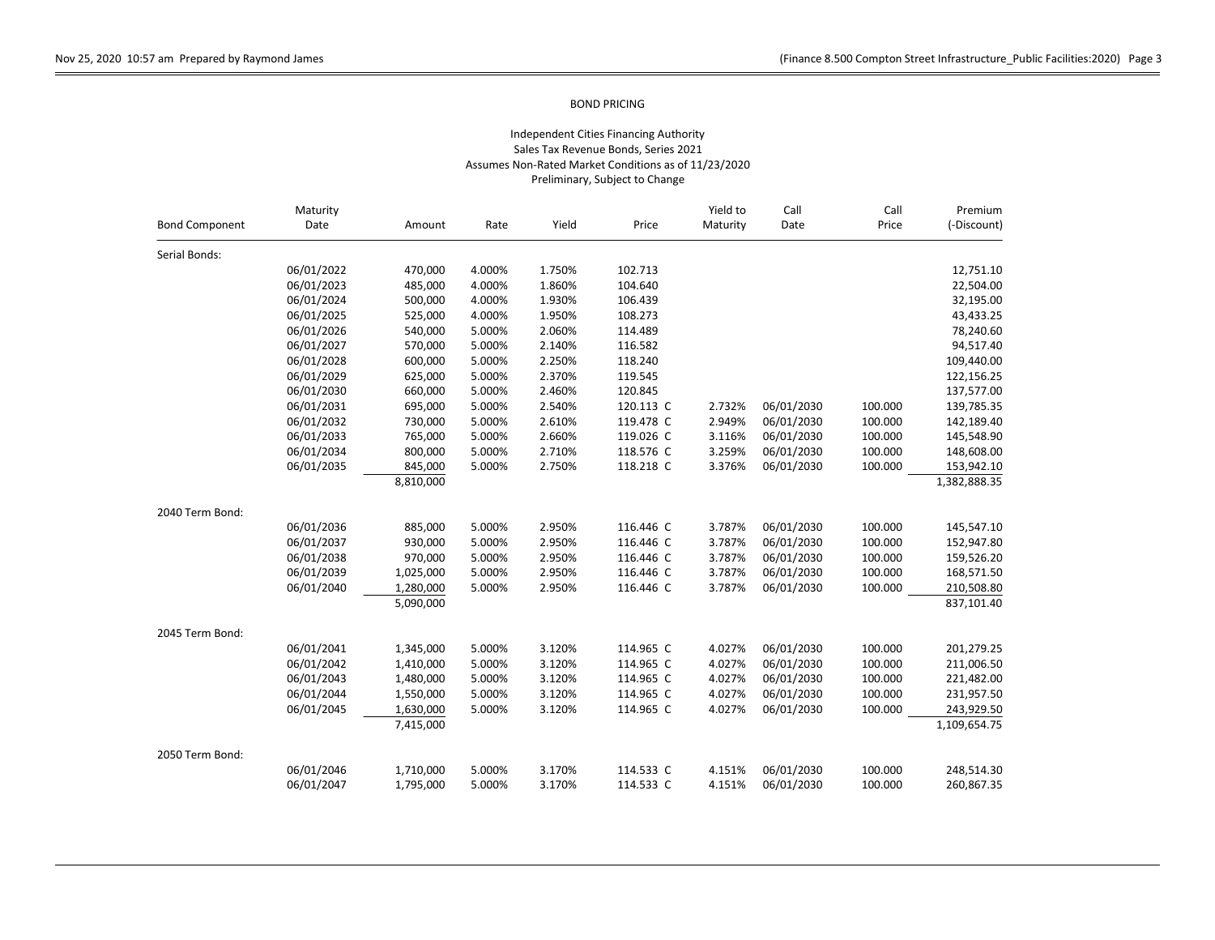## BOND PRICING

Independent Cities Financing Authority
Sales Tax Revenue Bonds, Series 2021
Assumes Non-Rated Market Conditions as of 11/23/2020
Preliminary, Subject to Change

| Bond Component | Maturity Date | Amount | Rate | Yield | Price | Yield to Maturity | Call Date | Call Price | Premium (-Discount) |
|---|---|---|---|---|---|---|---|---|---|
| Serial Bonds: | | | | | | | | | |
| | 06/01/2022 | 470,000 | 4.000% | 1.750% | 102.713 | | | | 12,751.10 |
| | 06/01/2023 | 485,000 | 4.000% | 1.860% | 104.640 | | | | 22,504.00 |
| | 06/01/2024 | 500,000 | 4.000% | 1.930% | 106.439 | | | | 32,195.00 |
| | 06/01/2025 | 525,000 | 4.000% | 1.950% | 108.273 | | | | 43,433.25 |
| | 06/01/2026 | 540,000 | 5.000% | 2.060% | 114.489 | | | | 78,240.60 |
| | 06/01/2027 | 570,000 | 5.000% | 2.140% | 116.582 | | | | 94,517.40 |
| | 06/01/2028 | 600,000 | 5.000% | 2.250% | 118.240 | | | | 109,440.00 |
| | 06/01/2029 | 625,000 | 5.000% | 2.370% | 119.545 | | | | 122,156.25 |
| | 06/01/2030 | 660,000 | 5.000% | 2.460% | 120.845 | | | | 137,577.00 |
| | 06/01/2031 | 695,000 | 5.000% | 2.540% | 120.113 C | 2.732% | 06/01/2030 | 100.000 | 139,785.35 |
| | 06/01/2032 | 730,000 | 5.000% | 2.610% | 119.478 C | 2.949% | 06/01/2030 | 100.000 | 142,189.40 |
| | 06/01/2033 | 765,000 | 5.000% | 2.660% | 119.026 C | 3.116% | 06/01/2030 | 100.000 | 145,548.90 |
| | 06/01/2034 | 800,000 | 5.000% | 2.710% | 118.576 C | 3.259% | 06/01/2030 | 100.000 | 148,608.00 |
| | 06/01/2035 | 845,000 | 5.000% | 2.750% | 118.218 C | 3.376% | 06/01/2030 | 100.000 | 153,942.10 |
| | | 8,810,000 | | | | | | | 1,382,888.35 |
| 2040 Term Bond: | | | | | | | | | |
| | 06/01/2036 | 885,000 | 5.000% | 2.950% | 116.446 C | 3.787% | 06/01/2030 | 100.000 | 145,547.10 |
| | 06/01/2037 | 930,000 | 5.000% | 2.950% | 116.446 C | 3.787% | 06/01/2030 | 100.000 | 152,947.80 |
| | 06/01/2038 | 970,000 | 5.000% | 2.950% | 116.446 C | 3.787% | 06/01/2030 | 100.000 | 159,526.20 |
| | 06/01/2039 | 1,025,000 | 5.000% | 2.950% | 116.446 C | 3.787% | 06/01/2030 | 100.000 | 168,571.50 |
| | 06/01/2040 | 1,280,000 | 5.000% | 2.950% | 116.446 C | 3.787% | 06/01/2030 | 100.000 | 210,508.80 |
| | | 5,090,000 | | | | | | | 837,101.40 |
| 2045 Term Bond: | | | | | | | | | |
| | 06/01/2041 | 1,345,000 | 5.000% | 3.120% | 114.965 C | 4.027% | 06/01/2030 | 100.000 | 201,279.25 |
| | 06/01/2042 | 1,410,000 | 5.000% | 3.120% | 114.965 C | 4.027% | 06/01/2030 | 100.000 | 211,006.50 |
| | 06/01/2043 | 1,480,000 | 5.000% | 3.120% | 114.965 C | 4.027% | 06/01/2030 | 100.000 | 221,482.00 |
| | 06/01/2044 | 1,550,000 | 5.000% | 3.120% | 114.965 C | 4.027% | 06/01/2030 | 100.000 | 231,957.50 |
| | 06/01/2045 | 1,630,000 | 5.000% | 3.120% | 114.965 C | 4.027% | 06/01/2030 | 100.000 | 243,929.50 |
| | | 7,415,000 | | | | | | | 1,109,654.75 |
| 2050 Term Bond: | | | | | | | | | |
| | 06/01/2046 | 1,710,000 | 5.000% | 3.170% | 114.533 C | 4.151% | 06/01/2030 | 100.000 | 248,514.30 |
| | 06/01/2047 | 1,795,000 | 5.000% | 3.170% | 114.533 C | 4.151% | 06/01/2030 | 100.000 | 260,867.35 |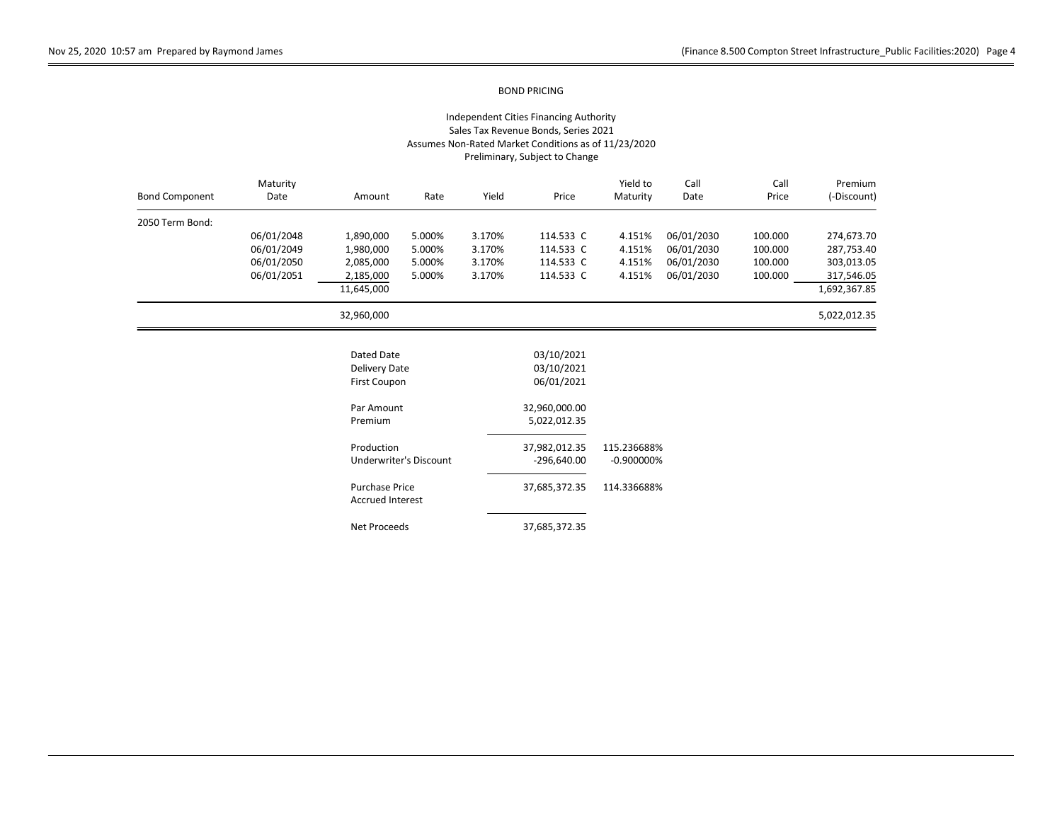BOND PRICING

Independent Cities Financing Authority
Sales Tax Revenue Bonds, Series 2021
Assumes Non-Rated Market Conditions as of 11/23/2020
Preliminary, Subject to Change

| Bond Component | Maturity Date | Amount | Rate | Yield | Price | Yield to Maturity | Call Date | Call Price | Premium (-Discount) |
|---|---|---|---|---|---|---|---|---|---|
| 2050 Term Bond: | | | | | | | | | |
| | 06/01/2048 | 1,890,000 | 5.000% | 3.170% | 114.533 C | 4.151% | 06/01/2030 | 100.000 | 274,673.70 |
| | 06/01/2049 | 1,980,000 | 5.000% | 3.170% | 114.533 C | 4.151% | 06/01/2030 | 100.000 | 287,753.40 |
| | 06/01/2050 | 2,085,000 | 5.000% | 3.170% | 114.533 C | 4.151% | 06/01/2030 | 100.000 | 303,013.05 |
| | 06/01/2051 | 2,185,000 | 5.000% | 3.170% | 114.533 C | 4.151% | 06/01/2030 | 100.000 | 317,546.05 |
| | | 11,645,000 | | | | | | | 1,692,367.85 |
| | | 32,960,000 | | | | | | | 5,022,012.35 |

| | | |
|---|---|---|
| Dated Date | 03/10/2021 | |
| Delivery Date | 03/10/2021 | |
| First Coupon | 06/01/2021 | |
| Par Amount | 32,960,000.00 | |
| Premium | 5,022,012.35 | |
| Production | 37,982,012.35 | 115.236688% |
| Underwriter's Discount | -296,640.00 | -0.900000% |
| Purchase Price | 37,685,372.35 | 114.336688% |
| Accrued Interest | | |
| Net Proceeds | 37,685,372.35 | |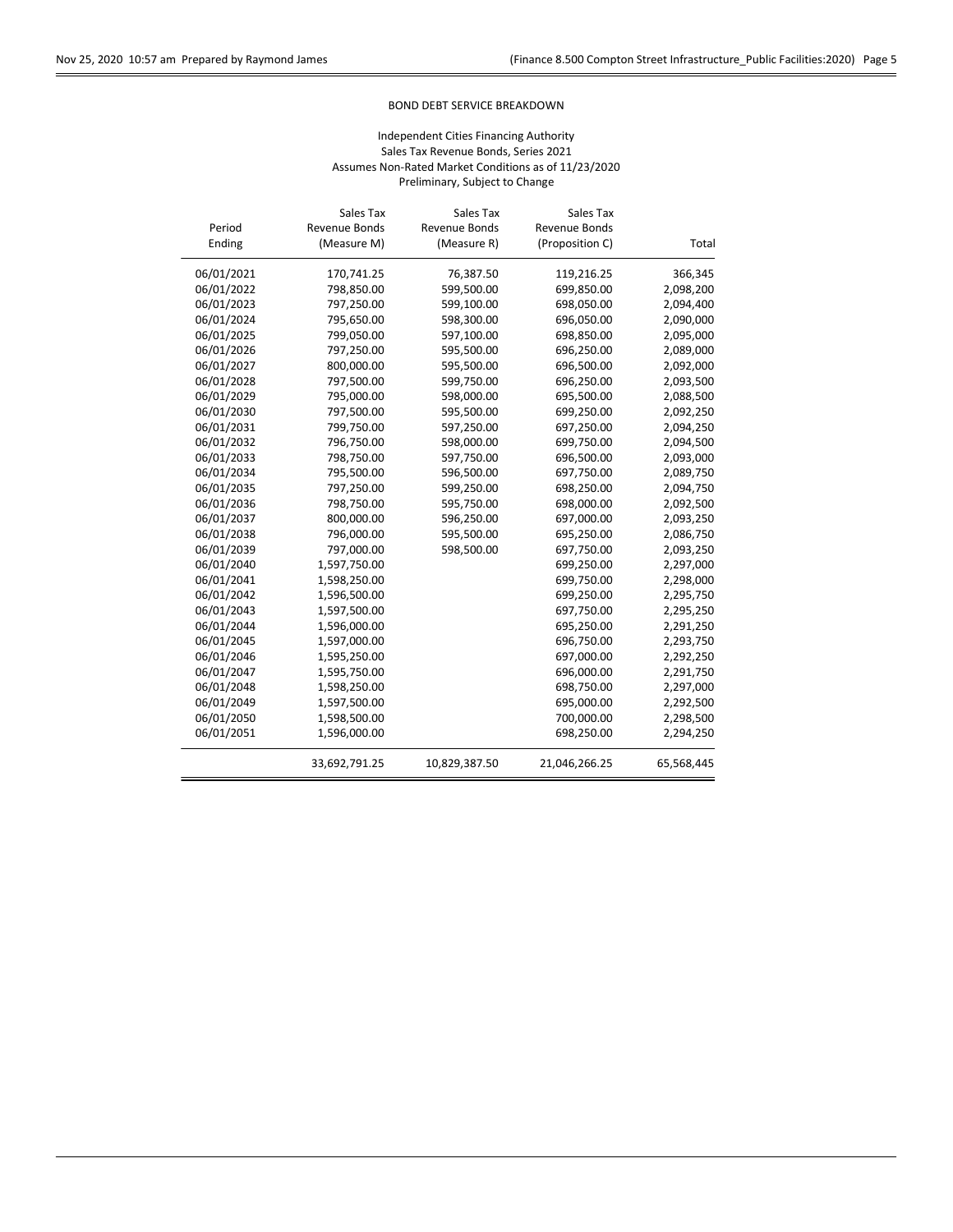BOND DEBT SERVICE BREAKDOWN

Independent Cities Financing Authority
Sales Tax Revenue Bonds, Series 2021
Assumes Non-Rated Market Conditions as of 11/23/2020
Preliminary, Subject to Change

| Period Ending | Sales Tax Revenue Bonds (Measure M) | Sales Tax Revenue Bonds (Measure R) | Sales Tax Revenue Bonds (Proposition C) | Total |
|---|---|---|---|---|
| 06/01/2021 | 170,741.25 | 76,387.50 | 119,216.25 | 366,345 |
| 06/01/2022 | 798,850.00 | 599,500.00 | 699,850.00 | 2,098,200 |
| 06/01/2023 | 797,250.00 | 599,100.00 | 698,050.00 | 2,094,400 |
| 06/01/2024 | 795,650.00 | 598,300.00 | 696,050.00 | 2,090,000 |
| 06/01/2025 | 799,050.00 | 597,100.00 | 698,850.00 | 2,095,000 |
| 06/01/2026 | 797,250.00 | 595,500.00 | 696,250.00 | 2,089,000 |
| 06/01/2027 | 800,000.00 | 595,500.00 | 696,500.00 | 2,092,000 |
| 06/01/2028 | 797,500.00 | 599,750.00 | 696,250.00 | 2,093,500 |
| 06/01/2029 | 795,000.00 | 598,000.00 | 695,500.00 | 2,088,500 |
| 06/01/2030 | 797,500.00 | 595,500.00 | 699,250.00 | 2,092,250 |
| 06/01/2031 | 799,750.00 | 597,250.00 | 697,250.00 | 2,094,250 |
| 06/01/2032 | 796,750.00 | 598,000.00 | 699,750.00 | 2,094,500 |
| 06/01/2033 | 798,750.00 | 597,750.00 | 696,500.00 | 2,093,000 |
| 06/01/2034 | 795,500.00 | 596,500.00 | 697,750.00 | 2,089,750 |
| 06/01/2035 | 797,250.00 | 599,250.00 | 698,250.00 | 2,094,750 |
| 06/01/2036 | 798,750.00 | 595,750.00 | 698,000.00 | 2,092,500 |
| 06/01/2037 | 800,000.00 | 596,250.00 | 697,000.00 | 2,093,250 |
| 06/01/2038 | 796,000.00 | 595,500.00 | 695,250.00 | 2,086,750 |
| 06/01/2039 | 797,000.00 | 598,500.00 | 697,750.00 | 2,093,250 |
| 06/01/2040 | 1,597,750.00 | | 699,250.00 | 2,297,000 |
| 06/01/2041 | 1,598,250.00 | | 699,750.00 | 2,298,000 |
| 06/01/2042 | 1,596,500.00 | | 699,250.00 | 2,295,750 |
| 06/01/2043 | 1,597,500.00 | | 697,750.00 | 2,295,250 |
| 06/01/2044 | 1,596,000.00 | | 695,250.00 | 2,291,250 |
| 06/01/2045 | 1,597,000.00 | | 696,750.00 | 2,293,750 |
| 06/01/2046 | 1,595,250.00 | | 697,000.00 | 2,292,250 |
| 06/01/2047 | 1,595,750.00 | | 696,000.00 | 2,291,750 |
| 06/01/2048 | 1,598,250.00 | | 698,750.00 | 2,297,000 |
| 06/01/2049 | 1,597,500.00 | | 695,000.00 | 2,292,500 |
| 06/01/2050 | 1,598,500.00 | | 700,000.00 | 2,298,500 |
| 06/01/2051 | 1,596,000.00 | | 698,250.00 | 2,294,250 |
| | 33,692,791.25 | 10,829,387.50 | 21,046,266.25 | 65,568,445 |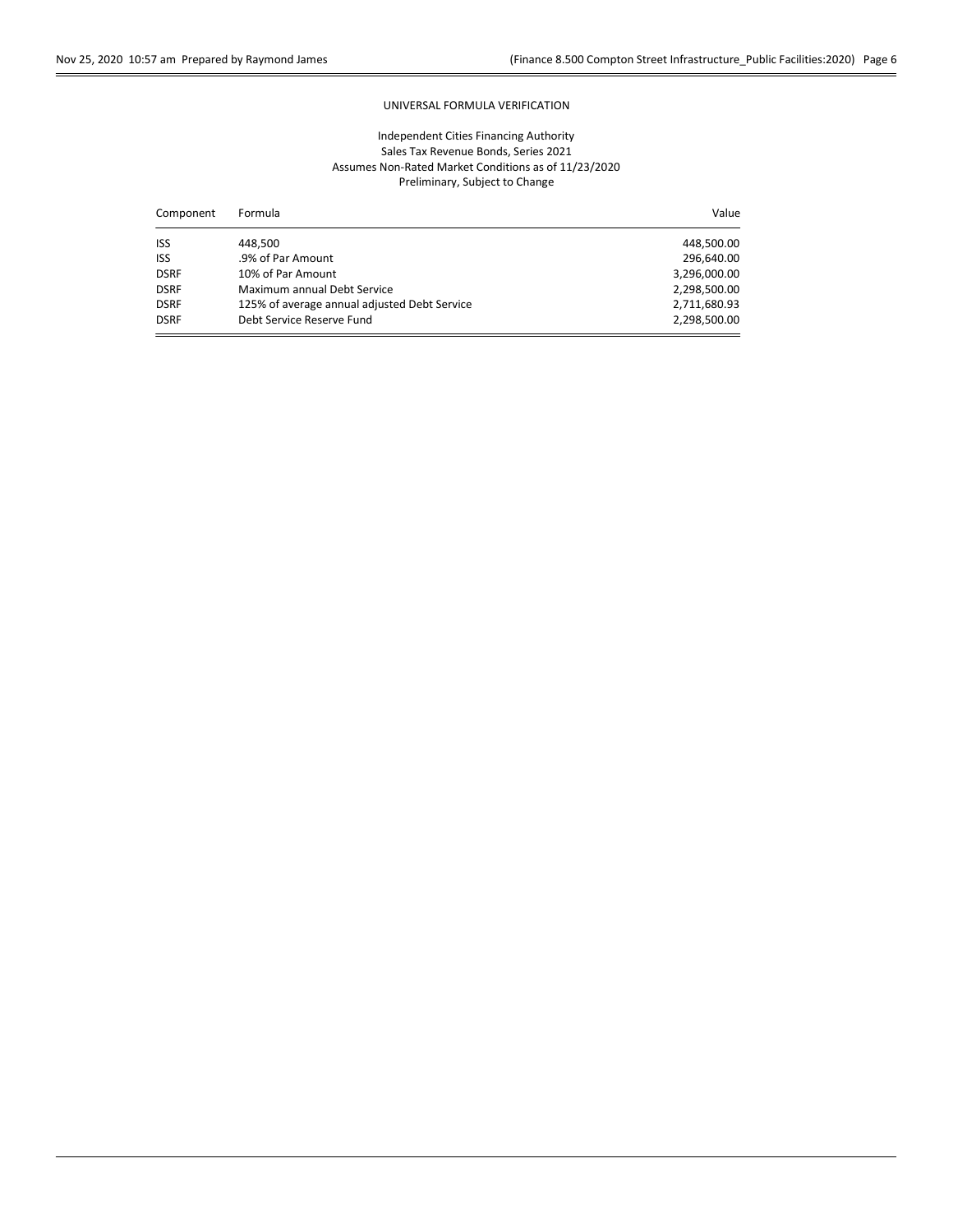# UNIVERSAL FORMULA VERIFICATION

Independent Cities Financing Authority
Sales Tax Revenue Bonds, Series 2021
Assumes Non-Rated Market Conditions as of 11/23/2020
Preliminary, Subject to Change

| Component | Formula | Value |
|---|---|---|
| ISS | 448,500 | 448,500.00 |
| ISS | .9% of Par Amount | 296,640.00 |
| DSRF | 10% of Par Amount | 3,296,000.00 |
| DSRF | Maximum annual Debt Service | 2,298,500.00 |
| DSRF | 125% of average annual adjusted Debt Service | 2,711,680.93 |
| DSRF | Debt Service Reserve Fund | 2,298,500.00 |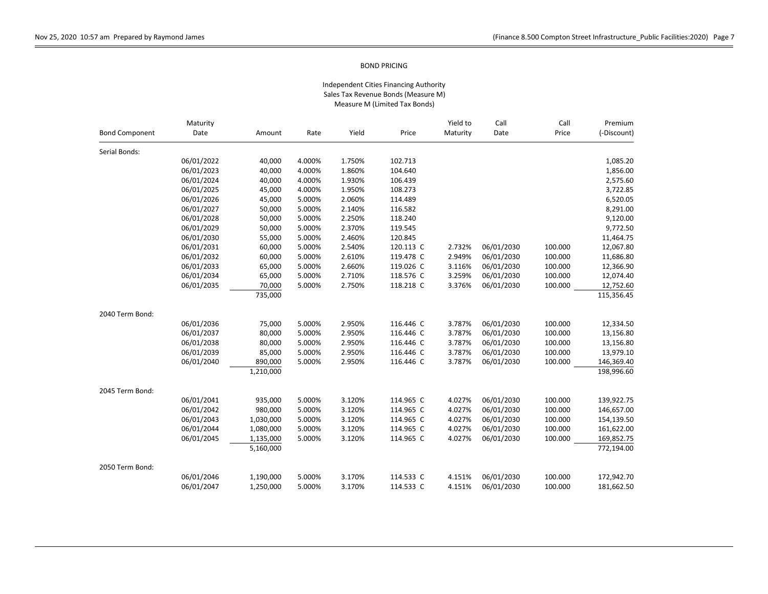BOND PRICING

Independent Cities Financing Authority
Sales Tax Revenue Bonds (Measure M)
Measure M (Limited Tax Bonds)

| Bond Component | Maturity Date | Amount | Rate | Yield | Price | Yield to Maturity | Call Date | Call Price | Premium (-Discount) |
|---|---|---|---|---|---|---|---|---|---|
| Serial Bonds: | | | | | | | | | |
| | 06/01/2022 | 40,000 | 4.000% | 1.750% | 102.713 | | | | 1,085.20 |
| | 06/01/2023 | 40,000 | 4.000% | 1.860% | 104.640 | | | | 1,856.00 |
| | 06/01/2024 | 40,000 | 4.000% | 1.930% | 106.439 | | | | 2,575.60 |
| | 06/01/2025 | 45,000 | 4.000% | 1.950% | 108.273 | | | | 3,722.85 |
| | 06/01/2026 | 45,000 | 5.000% | 2.060% | 114.489 | | | | 6,520.05 |
| | 06/01/2027 | 50,000 | 5.000% | 2.140% | 116.582 | | | | 8,291.00 |
| | 06/01/2028 | 50,000 | 5.000% | 2.250% | 118.240 | | | | 9,120.00 |
| | 06/01/2029 | 50,000 | 5.000% | 2.370% | 119.545 | | | | 9,772.50 |
| | 06/01/2030 | 55,000 | 5.000% | 2.460% | 120.845 | | | | 11,464.75 |
| | 06/01/2031 | 60,000 | 5.000% | 2.540% | 120.113 C | 2.732% | 06/01/2030 | 100.000 | 12,067.80 |
| | 06/01/2032 | 60,000 | 5.000% | 2.610% | 119.478 C | 2.949% | 06/01/2030 | 100.000 | 11,686.80 |
| | 06/01/2033 | 65,000 | 5.000% | 2.660% | 119.026 C | 3.116% | 06/01/2030 | 100.000 | 12,366.90 |
| | 06/01/2034 | 65,000 | 5.000% | 2.710% | 118.576 C | 3.259% | 06/01/2030 | 100.000 | 12,074.40 |
| | 06/01/2035 | 70,000 | 5.000% | 2.750% | 118.218 C | 3.376% | 06/01/2030 | 100.000 | 12,752.60 |
| | | 735,000 | | | | | | | 115,356.45 |
| 2040 Term Bond: | | | | | | | | | |
| | 06/01/2036 | 75,000 | 5.000% | 2.950% | 116.446 C | 3.787% | 06/01/2030 | 100.000 | 12,334.50 |
| | 06/01/2037 | 80,000 | 5.000% | 2.950% | 116.446 C | 3.787% | 06/01/2030 | 100.000 | 13,156.80 |
| | 06/01/2038 | 80,000 | 5.000% | 2.950% | 116.446 C | 3.787% | 06/01/2030 | 100.000 | 13,156.80 |
| | 06/01/2039 | 85,000 | 5.000% | 2.950% | 116.446 C | 3.787% | 06/01/2030 | 100.000 | 13,979.10 |
| | 06/01/2040 | 890,000 | 5.000% | 2.950% | 116.446 C | 3.787% | 06/01/2030 | 100.000 | 146,369.40 |
| | | 1,210,000 | | | | | | | 198,996.60 |
| 2045 Term Bond: | | | | | | | | | |
| | 06/01/2041 | 935,000 | 5.000% | 3.120% | 114.965 C | 4.027% | 06/01/2030 | 100.000 | 139,922.75 |
| | 06/01/2042 | 980,000 | 5.000% | 3.120% | 114.965 C | 4.027% | 06/01/2030 | 100.000 | 146,657.00 |
| | 06/01/2043 | 1,030,000 | 5.000% | 3.120% | 114.965 C | 4.027% | 06/01/2030 | 100.000 | 154,139.50 |
| | 06/01/2044 | 1,080,000 | 5.000% | 3.120% | 114.965 C | 4.027% | 06/01/2030 | 100.000 | 161,622.00 |
| | 06/01/2045 | 1,135,000 | 5.000% | 3.120% | 114.965 C | 4.027% | 06/01/2030 | 100.000 | 169,852.75 |
| | | 5,160,000 | | | | | | | 772,194.00 |
| 2050 Term Bond: | | | | | | | | | |
| | 06/01/2046 | 1,190,000 | 5.000% | 3.170% | 114.533 C | 4.151% | 06/01/2030 | 100.000 | 172,942.70 |
| | 06/01/2047 | 1,250,000 | 5.000% | 3.170% | 114.533 C | 4.151% | 06/01/2030 | 100.000 | 181,662.50 |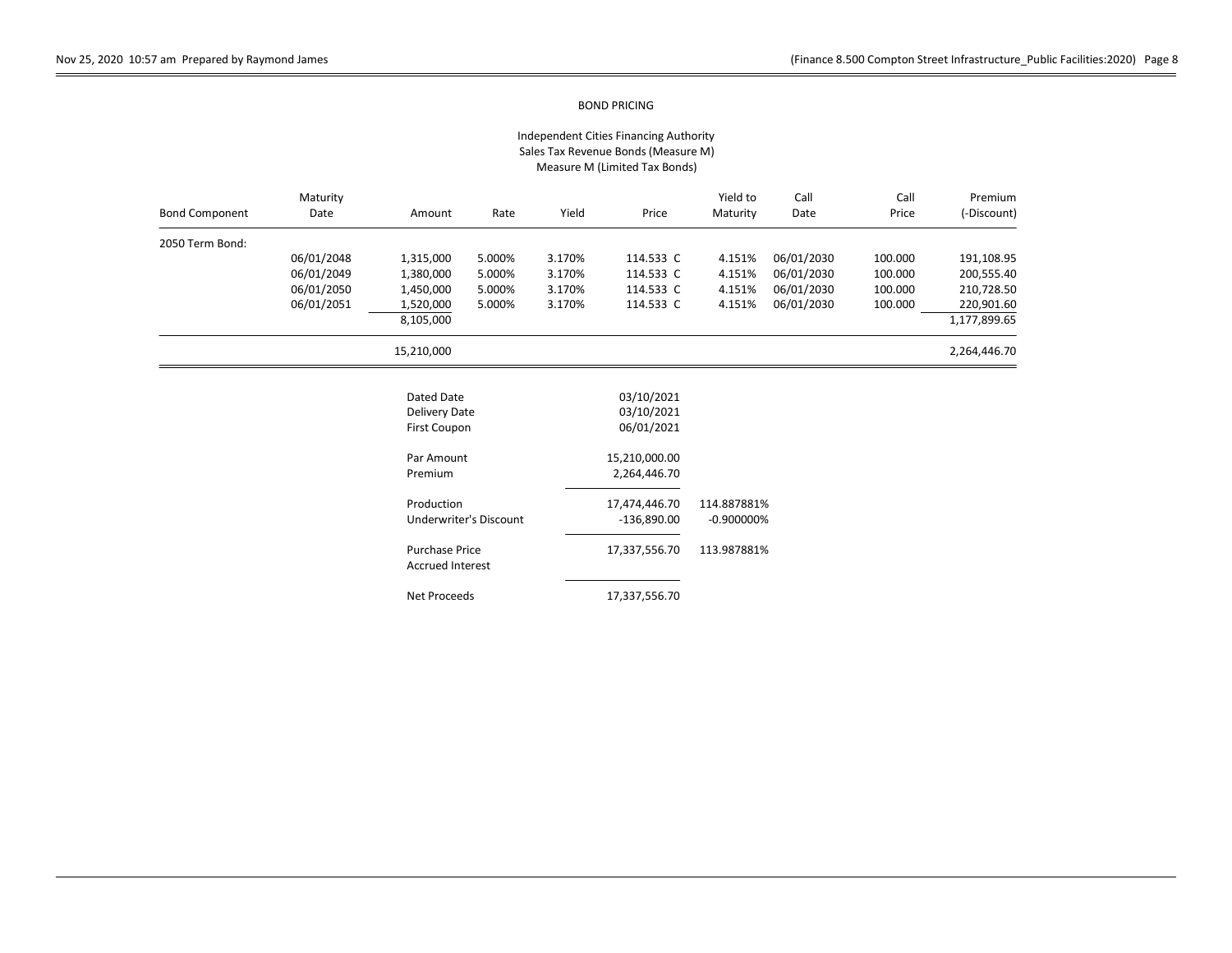BOND PRICING

Independent Cities Financing Authority
Sales Tax Revenue Bonds (Measure M)
Measure M (Limited Tax Bonds)

| Bond Component | Maturity Date | Amount | Rate | Yield | Price | Yield to Maturity | Call Date | Call Price | Premium (-Discount) |
|---|---|---|---|---|---|---|---|---|---|
| 2050 Term Bond: | | | | | | | | | |
| | 06/01/2048 | 1,315,000 | 5.000% | 3.170% | 114.533 C | 4.151% | 06/01/2030 | 100.000 | 191,108.95 |
| | 06/01/2049 | 1,380,000 | 5.000% | 3.170% | 114.533 C | 4.151% | 06/01/2030 | 100.000 | 200,555.40 |
| | 06/01/2050 | 1,450,000 | 5.000% | 3.170% | 114.533 C | 4.151% | 06/01/2030 | 100.000 | 210,728.50 |
| | 06/01/2051 | 1,520,000 | 5.000% | 3.170% | 114.533 C | 4.151% | 06/01/2030 | 100.000 | 220,901.60 |
| | | 8,105,000 | | | | | | | 1,177,899.65 |
| | | 15,210,000 | | | | | | | 2,264,446.70 |

| | | |
|---|---|---|
| Dated Date | 03/10/2021 | |
| Delivery Date | 03/10/2021 | |
| First Coupon | 06/01/2021 | |
| Par Amount | 15,210,000.00 | |
| Premium | 2,264,446.70 | |
| Production | 17,474,446.70 | 114.887881% |
| Underwriter's Discount | -136,890.00 | -0.900000% |
| Purchase Price | 17,337,556.70 | 113.987881% |
| Accrued Interest | | |
| Net Proceeds | 17,337,556.70 | |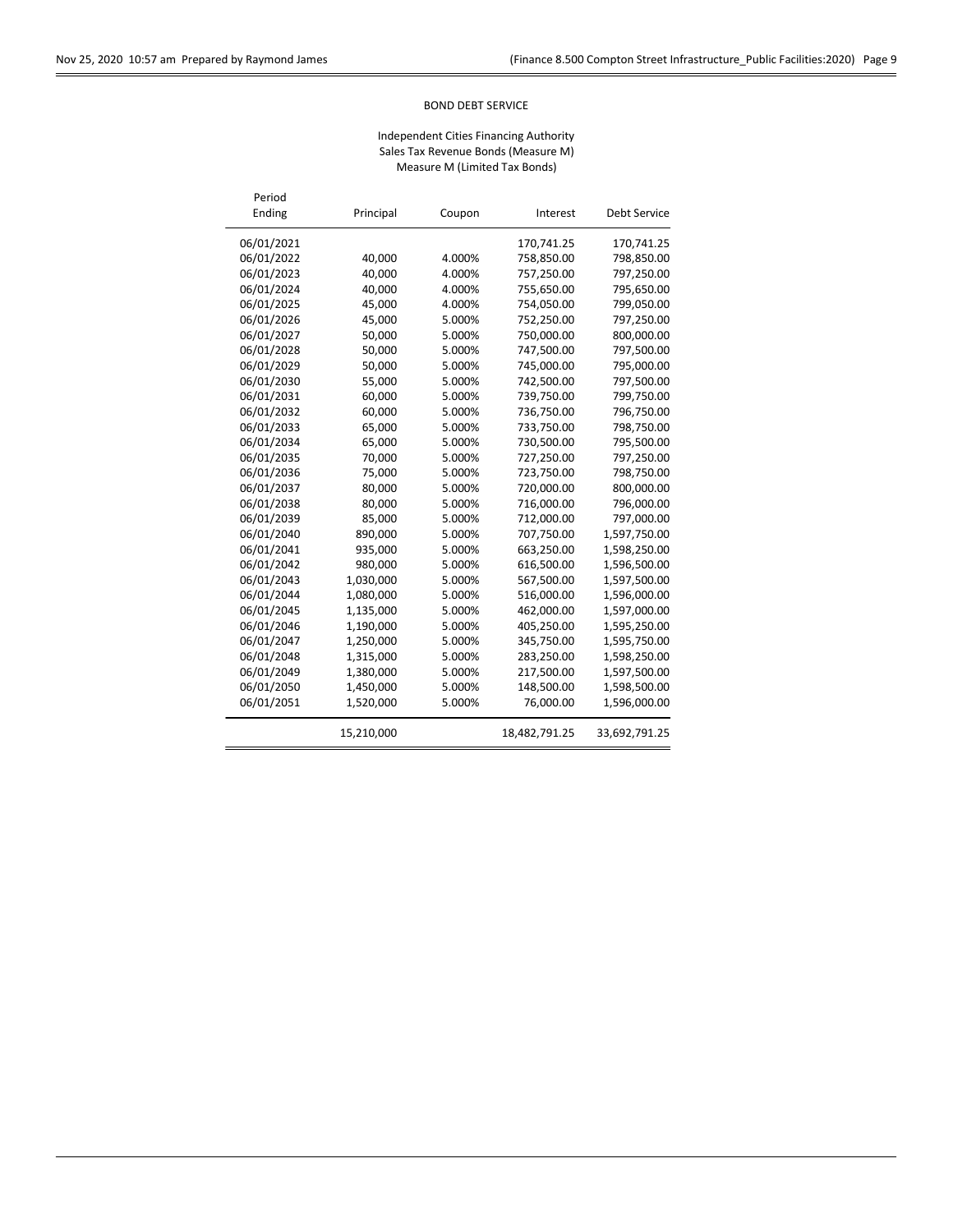BOND DEBT SERVICE

Independent Cities Financing Authority
Sales Tax Revenue Bonds (Measure M)
Measure M (Limited Tax Bonds)

| Period Ending | Principal | Coupon | Interest | Debt Service |
|---|---|---|---|---|
| 06/01/2021 | | | 170,741.25 | 170,741.25 |
| 06/01/2022 | 40,000 | 4.000% | 758,850.00 | 798,850.00 |
| 06/01/2023 | 40,000 | 4.000% | 757,250.00 | 797,250.00 |
| 06/01/2024 | 40,000 | 4.000% | 755,650.00 | 795,650.00 |
| 06/01/2025 | 45,000 | 4.000% | 754,050.00 | 799,050.00 |
| 06/01/2026 | 45,000 | 5.000% | 752,250.00 | 797,250.00 |
| 06/01/2027 | 50,000 | 5.000% | 750,000.00 | 800,000.00 |
| 06/01/2028 | 50,000 | 5.000% | 747,500.00 | 797,500.00 |
| 06/01/2029 | 50,000 | 5.000% | 745,000.00 | 795,000.00 |
| 06/01/2030 | 55,000 | 5.000% | 742,500.00 | 797,500.00 |
| 06/01/2031 | 60,000 | 5.000% | 739,750.00 | 799,750.00 |
| 06/01/2032 | 60,000 | 5.000% | 736,750.00 | 796,750.00 |
| 06/01/2033 | 65,000 | 5.000% | 733,750.00 | 798,750.00 |
| 06/01/2034 | 65,000 | 5.000% | 730,500.00 | 795,500.00 |
| 06/01/2035 | 70,000 | 5.000% | 727,250.00 | 797,250.00 |
| 06/01/2036 | 75,000 | 5.000% | 723,750.00 | 798,750.00 |
| 06/01/2037 | 80,000 | 5.000% | 720,000.00 | 800,000.00 |
| 06/01/2038 | 80,000 | 5.000% | 716,000.00 | 796,000.00 |
| 06/01/2039 | 85,000 | 5.000% | 712,000.00 | 797,000.00 |
| 06/01/2040 | 890,000 | 5.000% | 707,750.00 | 1,597,750.00 |
| 06/01/2041 | 935,000 | 5.000% | 663,250.00 | 1,598,250.00 |
| 06/01/2042 | 980,000 | 5.000% | 616,500.00 | 1,596,500.00 |
| 06/01/2043 | 1,030,000 | 5.000% | 567,500.00 | 1,597,500.00 |
| 06/01/2044 | 1,080,000 | 5.000% | 516,000.00 | 1,596,000.00 |
| 06/01/2045 | 1,135,000 | 5.000% | 462,000.00 | 1,597,000.00 |
| 06/01/2046 | 1,190,000 | 5.000% | 405,250.00 | 1,595,250.00 |
| 06/01/2047 | 1,250,000 | 5.000% | 345,750.00 | 1,595,750.00 |
| 06/01/2048 | 1,315,000 | 5.000% | 283,250.00 | 1,598,250.00 |
| 06/01/2049 | 1,380,000 | 5.000% | 217,500.00 | 1,597,500.00 |
| 06/01/2050 | 1,450,000 | 5.000% | 148,500.00 | 1,598,500.00 |
| 06/01/2051 | 1,520,000 | 5.000% | 76,000.00 | 1,596,000.00 |
| | 15,210,000 | | 18,482,791.25 | 33,692,791.25 |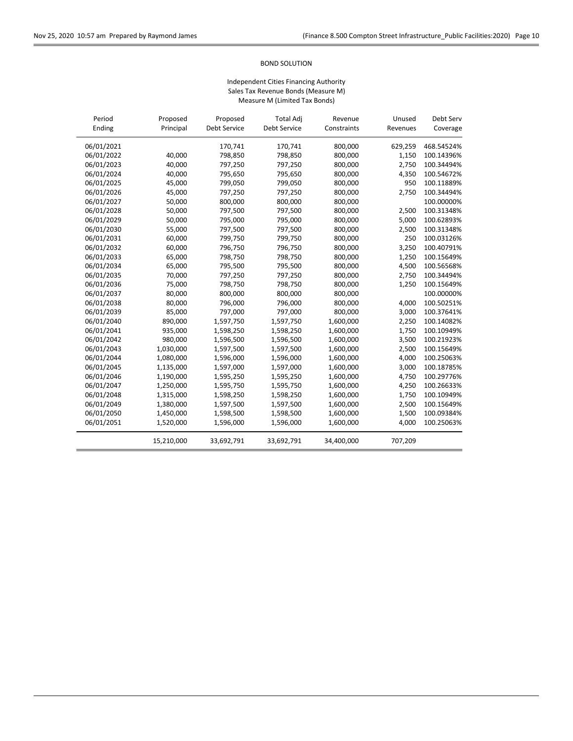BOND SOLUTION

Independent Cities Financing Authority
Sales Tax Revenue Bonds (Measure M)
Measure M (Limited Tax Bonds)

| Period Ending | Proposed Principal | Proposed Debt Service | Total Adj Debt Service | Revenue Constraints | Unused Revenues | Debt Serv Coverage |
|---|---|---|---|---|---|---|
| 06/01/2021 | | 170,741 | 170,741 | 800,000 | 629,259 | 468.54524% |
| 06/01/2022 | 40,000 | 798,850 | 798,850 | 800,000 | 1,150 | 100.14396% |
| 06/01/2023 | 40,000 | 797,250 | 797,250 | 800,000 | 2,750 | 100.34494% |
| 06/01/2024 | 40,000 | 795,650 | 795,650 | 800,000 | 4,350 | 100.54672% |
| 06/01/2025 | 45,000 | 799,050 | 799,050 | 800,000 | 950 | 100.11889% |
| 06/01/2026 | 45,000 | 797,250 | 797,250 | 800,000 | 2,750 | 100.34494% |
| 06/01/2027 | 50,000 | 800,000 | 800,000 | 800,000 | | 100.00000% |
| 06/01/2028 | 50,000 | 797,500 | 797,500 | 800,000 | 2,500 | 100.31348% |
| 06/01/2029 | 50,000 | 795,000 | 795,000 | 800,000 | 5,000 | 100.62893% |
| 06/01/2030 | 55,000 | 797,500 | 797,500 | 800,000 | 2,500 | 100.31348% |
| 06/01/2031 | 60,000 | 799,750 | 799,750 | 800,000 | 250 | 100.03126% |
| 06/01/2032 | 60,000 | 796,750 | 796,750 | 800,000 | 3,250 | 100.40791% |
| 06/01/2033 | 65,000 | 798,750 | 798,750 | 800,000 | 1,250 | 100.15649% |
| 06/01/2034 | 65,000 | 795,500 | 795,500 | 800,000 | 4,500 | 100.56568% |
| 06/01/2035 | 70,000 | 797,250 | 797,250 | 800,000 | 2,750 | 100.34494% |
| 06/01/2036 | 75,000 | 798,750 | 798,750 | 800,000 | 1,250 | 100.15649% |
| 06/01/2037 | 80,000 | 800,000 | 800,000 | 800,000 | | 100.00000% |
| 06/01/2038 | 80,000 | 796,000 | 796,000 | 800,000 | 4,000 | 100.50251% |
| 06/01/2039 | 85,000 | 797,000 | 797,000 | 800,000 | 3,000 | 100.37641% |
| 06/01/2040 | 890,000 | 1,597,750 | 1,597,750 | 1,600,000 | 2,250 | 100.14082% |
| 06/01/2041 | 935,000 | 1,598,250 | 1,598,250 | 1,600,000 | 1,750 | 100.10949% |
| 06/01/2042 | 980,000 | 1,596,500 | 1,596,500 | 1,600,000 | 3,500 | 100.21923% |
| 06/01/2043 | 1,030,000 | 1,597,500 | 1,597,500 | 1,600,000 | 2,500 | 100.15649% |
| 06/01/2044 | 1,080,000 | 1,596,000 | 1,596,000 | 1,600,000 | 4,000 | 100.25063% |
| 06/01/2045 | 1,135,000 | 1,597,000 | 1,597,000 | 1,600,000 | 3,000 | 100.18785% |
| 06/01/2046 | 1,190,000 | 1,595,250 | 1,595,250 | 1,600,000 | 4,750 | 100.29776% |
| 06/01/2047 | 1,250,000 | 1,595,750 | 1,595,750 | 1,600,000 | 4,250 | 100.26633% |
| 06/01/2048 | 1,315,000 | 1,598,250 | 1,598,250 | 1,600,000 | 1,750 | 100.10949% |
| 06/01/2049 | 1,380,000 | 1,597,500 | 1,597,500 | 1,600,000 | 2,500 | 100.15649% |
| 06/01/2050 | 1,450,000 | 1,598,500 | 1,598,500 | 1,600,000 | 1,500 | 100.09384% |
| 06/01/2051 | 1,520,000 | 1,596,000 | 1,596,000 | 1,600,000 | 4,000 | 100.25063% |
| | 15,210,000 | 33,692,791 | 33,692,791 | 34,400,000 | 707,209 | |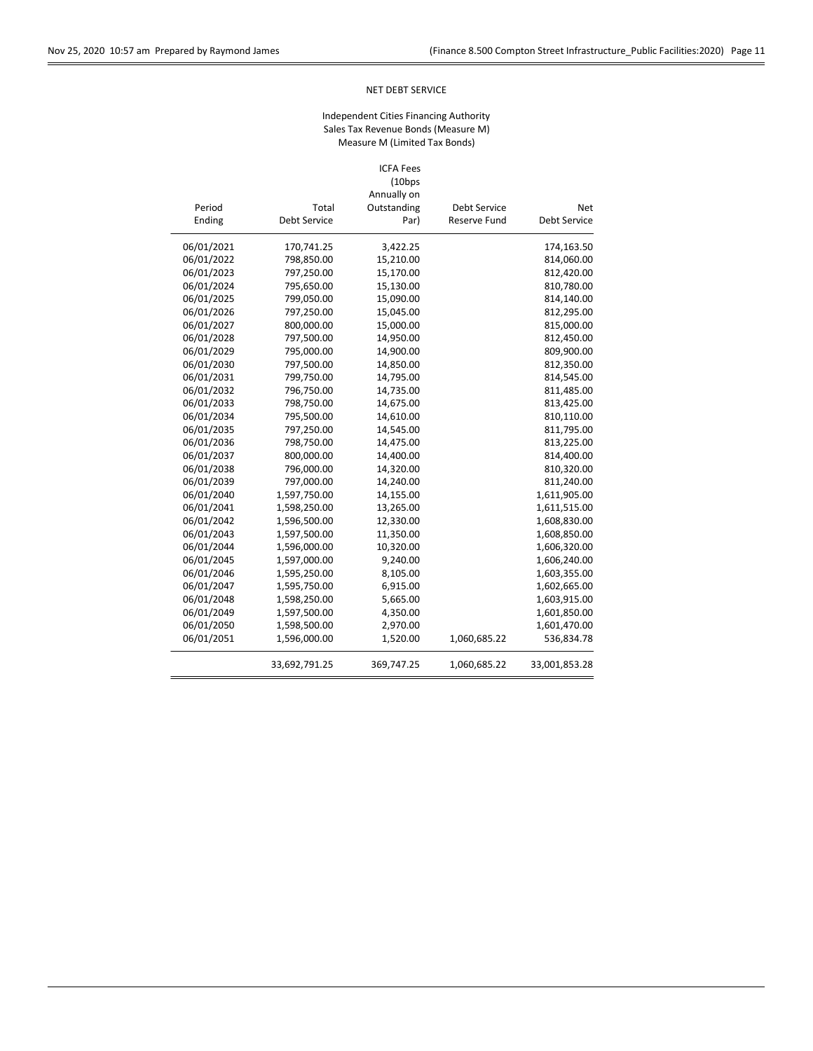NET DEBT SERVICE

Independent Cities Financing Authority
Sales Tax Revenue Bonds (Measure M)
Measure M (Limited Tax Bonds)

| Period Ending | Total Debt Service | ICFA Fees (10bps Annually on Outstanding Par) | Debt Service Reserve Fund | Net Debt Service |
|---|---|---|---|---|
| 06/01/2021 | 170,741.25 | 3,422.25 | | 174,163.50 |
| 06/01/2022 | 798,850.00 | 15,210.00 | | 814,060.00 |
| 06/01/2023 | 797,250.00 | 15,170.00 | | 812,420.00 |
| 06/01/2024 | 795,650.00 | 15,130.00 | | 810,780.00 |
| 06/01/2025 | 799,050.00 | 15,090.00 | | 814,140.00 |
| 06/01/2026 | 797,250.00 | 15,045.00 | | 812,295.00 |
| 06/01/2027 | 800,000.00 | 15,000.00 | | 815,000.00 |
| 06/01/2028 | 797,500.00 | 14,950.00 | | 812,450.00 |
| 06/01/2029 | 795,000.00 | 14,900.00 | | 809,900.00 |
| 06/01/2030 | 797,500.00 | 14,850.00 | | 812,350.00 |
| 06/01/2031 | 799,750.00 | 14,795.00 | | 814,545.00 |
| 06/01/2032 | 796,750.00 | 14,735.00 | | 811,485.00 |
| 06/01/2033 | 798,750.00 | 14,675.00 | | 813,425.00 |
| 06/01/2034 | 795,500.00 | 14,610.00 | | 810,110.00 |
| 06/01/2035 | 797,250.00 | 14,545.00 | | 811,795.00 |
| 06/01/2036 | 798,750.00 | 14,475.00 | | 813,225.00 |
| 06/01/2037 | 800,000.00 | 14,400.00 | | 814,400.00 |
| 06/01/2038 | 796,000.00 | 14,320.00 | | 810,320.00 |
| 06/01/2039 | 797,000.00 | 14,240.00 | | 811,240.00 |
| 06/01/2040 | 1,597,750.00 | 14,155.00 | | 1,611,905.00 |
| 06/01/2041 | 1,598,250.00 | 13,265.00 | | 1,611,515.00 |
| 06/01/2042 | 1,596,500.00 | 12,330.00 | | 1,608,830.00 |
| 06/01/2043 | 1,597,500.00 | 11,350.00 | | 1,608,850.00 |
| 06/01/2044 | 1,596,000.00 | 10,320.00 | | 1,606,320.00 |
| 06/01/2045 | 1,597,000.00 | 9,240.00 | | 1,606,240.00 |
| 06/01/2046 | 1,595,250.00 | 8,105.00 | | 1,603,355.00 |
| 06/01/2047 | 1,595,750.00 | 6,915.00 | | 1,602,665.00 |
| 06/01/2048 | 1,598,250.00 | 5,665.00 | | 1,603,915.00 |
| 06/01/2049 | 1,597,500.00 | 4,350.00 | | 1,601,850.00 |
| 06/01/2050 | 1,598,500.00 | 2,970.00 | | 1,601,470.00 |
| 06/01/2051 | 1,596,000.00 | 1,520.00 | 1,060,685.22 | 536,834.78 |
| | 33,692,791.25 | 369,747.25 | 1,060,685.22 | 33,001,853.28 |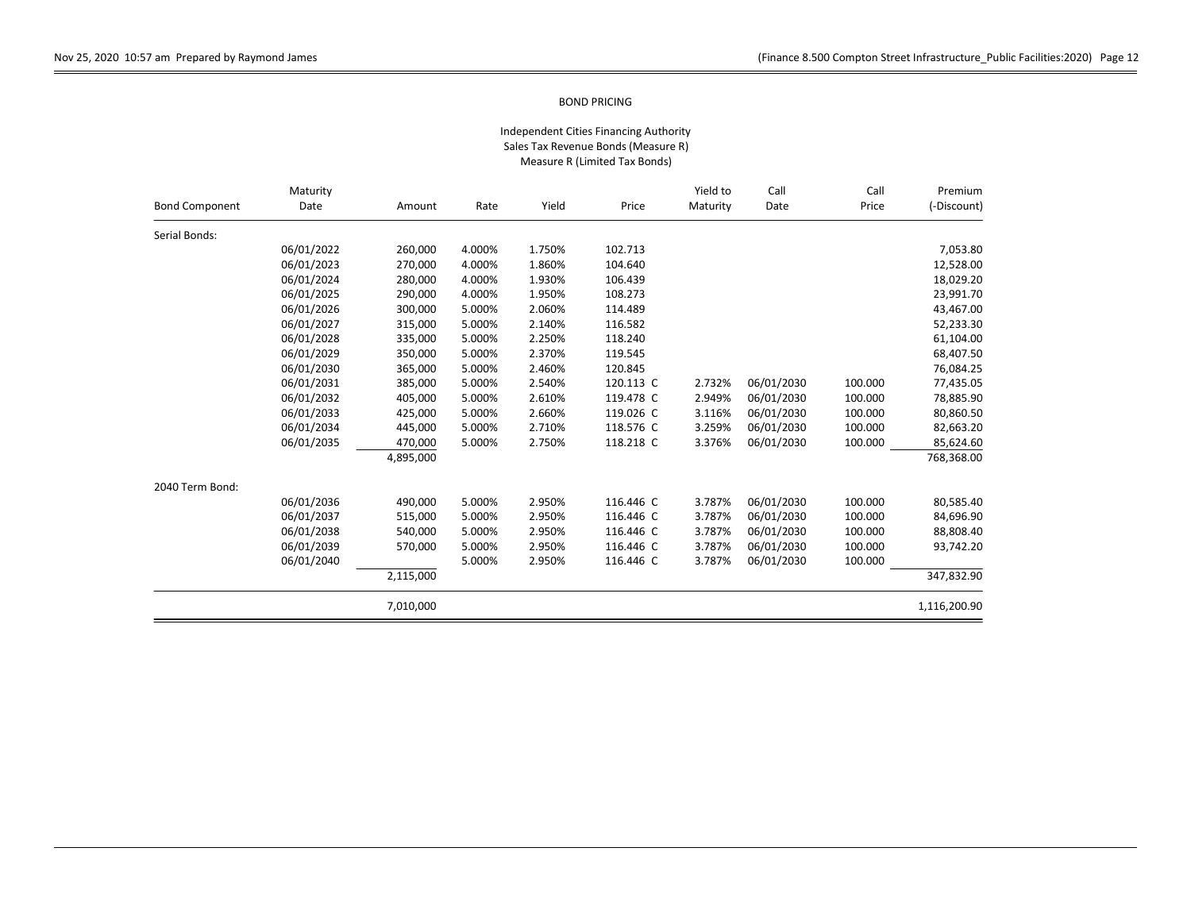BOND PRICING

Independent Cities Financing Authority
Sales Tax Revenue Bonds (Measure R)
Measure R (Limited Tax Bonds)

| Bond Component | Maturity Date | Amount | Rate | Yield | Price | Yield to Maturity | Call Date | Call Price | Premium (-Discount) |
|---|---|---|---|---|---|---|---|---|---|
| Serial Bonds: | | | | | | | | | |
| | 06/01/2022 | 260,000 | 4.000% | 1.750% | 102.713 | | | | 7,053.80 |
| | 06/01/2023 | 270,000 | 4.000% | 1.860% | 104.640 | | | | 12,528.00 |
| | 06/01/2024 | 280,000 | 4.000% | 1.930% | 106.439 | | | | 18,029.20 |
| | 06/01/2025 | 290,000 | 4.000% | 1.950% | 108.273 | | | | 23,991.70 |
| | 06/01/2026 | 300,000 | 5.000% | 2.060% | 114.489 | | | | 43,467.00 |
| | 06/01/2027 | 315,000 | 5.000% | 2.140% | 116.582 | | | | 52,233.30 |
| | 06/01/2028 | 335,000 | 5.000% | 2.250% | 118.240 | | | | 61,104.00 |
| | 06/01/2029 | 350,000 | 5.000% | 2.370% | 119.545 | | | | 68,407.50 |
| | 06/01/2030 | 365,000 | 5.000% | 2.460% | 120.845 | | | | 76,084.25 |
| | 06/01/2031 | 385,000 | 5.000% | 2.540% | 120.113 C | 2.732% | 06/01/2030 | 100.000 | 77,435.05 |
| | 06/01/2032 | 405,000 | 5.000% | 2.610% | 119.478 C | 2.949% | 06/01/2030 | 100.000 | 78,885.90 |
| | 06/01/2033 | 425,000 | 5.000% | 2.660% | 119.026 C | 3.116% | 06/01/2030 | 100.000 | 80,860.50 |
| | 06/01/2034 | 445,000 | 5.000% | 2.710% | 118.576 C | 3.259% | 06/01/2030 | 100.000 | 82,663.20 |
| | 06/01/2035 | 470,000 | 5.000% | 2.750% | 118.218 C | 3.376% | 06/01/2030 | 100.000 | 85,624.60 |
| | | 4,895,000 | | | | | | | 768,368.00 |
| 2040 Term Bond: | | | | | | | | | |
| | 06/01/2036 | 490,000 | 5.000% | 2.950% | 116.446 C | 3.787% | 06/01/2030 | 100.000 | 80,585.40 |
| | 06/01/2037 | 515,000 | 5.000% | 2.950% | 116.446 C | 3.787% | 06/01/2030 | 100.000 | 84,696.90 |
| | 06/01/2038 | 540,000 | 5.000% | 2.950% | 116.446 C | 3.787% | 06/01/2030 | 100.000 | 88,808.40 |
| | 06/01/2039 | 570,000 | 5.000% | 2.950% | 116.446 C | 3.787% | 06/01/2030 | 100.000 | 93,742.20 |
| | 06/01/2040 | | 5.000% | 2.950% | 116.446 C | 3.787% | 06/01/2030 | 100.000 | |
| | | 2,115,000 | | | | | | | 347,832.90 |
| | | 7,010,000 | | | | | | | 1,116,200.90 |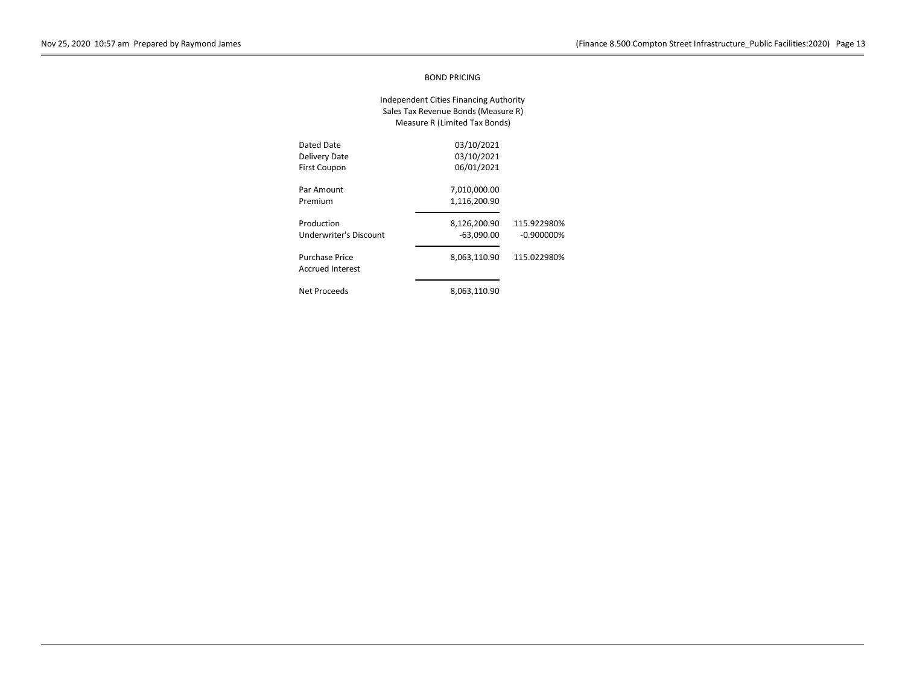## BOND PRICING

Independent Cities Financing Authority
Sales Tax Revenue Bonds (Measure R)
Measure R (Limited Tax Bonds)

| | | |
|---|---|---|
| Dated Date | 03/10/2021 | |
| Delivery Date | 03/10/2021 | |
| First Coupon | 06/01/2021 | |
| | | |
| Par Amount | 7,010,000.00 | |
| Premium | 1,116,200.90 | |
| | | |
| Production | 8,126,200.90 | 115.922980% |
| Underwriter's Discount | -63,090.00 | -0.900000% |
| | | |
| Purchase Price | 8,063,110.90 | 115.022980% |
| Accrued Interest | | |
| | | |
| Net Proceeds | 8,063,110.90 | |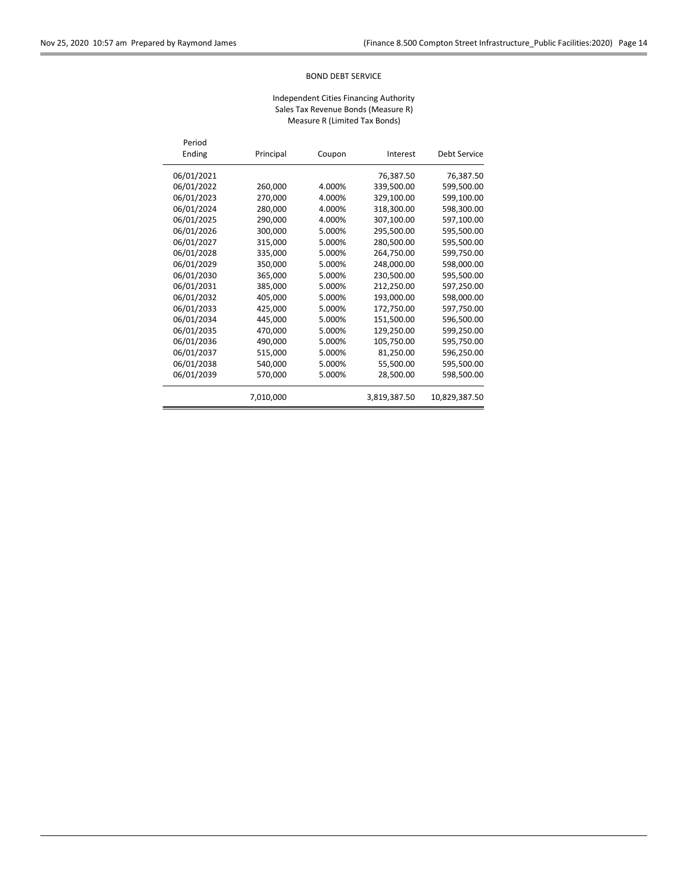BOND DEBT SERVICE

Independent Cities Financing Authority
Sales Tax Revenue Bonds (Measure R)
Measure R (Limited Tax Bonds)

| Period Ending | Principal | Coupon | Interest | Debt Service |
|---|---|---|---|---|
| 06/01/2021 | | | 76,387.50 | 76,387.50 |
| 06/01/2022 | 260,000 | 4.000% | 339,500.00 | 599,500.00 |
| 06/01/2023 | 270,000 | 4.000% | 329,100.00 | 599,100.00 |
| 06/01/2024 | 280,000 | 4.000% | 318,300.00 | 598,300.00 |
| 06/01/2025 | 290,000 | 4.000% | 307,100.00 | 597,100.00 |
| 06/01/2026 | 300,000 | 5.000% | 295,500.00 | 595,500.00 |
| 06/01/2027 | 315,000 | 5.000% | 280,500.00 | 595,500.00 |
| 06/01/2028 | 335,000 | 5.000% | 264,750.00 | 599,750.00 |
| 06/01/2029 | 350,000 | 5.000% | 248,000.00 | 598,000.00 |
| 06/01/2030 | 365,000 | 5.000% | 230,500.00 | 595,500.00 |
| 06/01/2031 | 385,000 | 5.000% | 212,250.00 | 597,250.00 |
| 06/01/2032 | 405,000 | 5.000% | 193,000.00 | 598,000.00 |
| 06/01/2033 | 425,000 | 5.000% | 172,750.00 | 597,750.00 |
| 06/01/2034 | 445,000 | 5.000% | 151,500.00 | 596,500.00 |
| 06/01/2035 | 470,000 | 5.000% | 129,250.00 | 599,250.00 |
| 06/01/2036 | 490,000 | 5.000% | 105,750.00 | 595,750.00 |
| 06/01/2037 | 515,000 | 5.000% | 81,250.00 | 596,250.00 |
| 06/01/2038 | 540,000 | 5.000% | 55,500.00 | 595,500.00 |
| 06/01/2039 | 570,000 | 5.000% | 28,500.00 | 598,500.00 |
| | 7,010,000 | | 3,819,387.50 | 10,829,387.50 |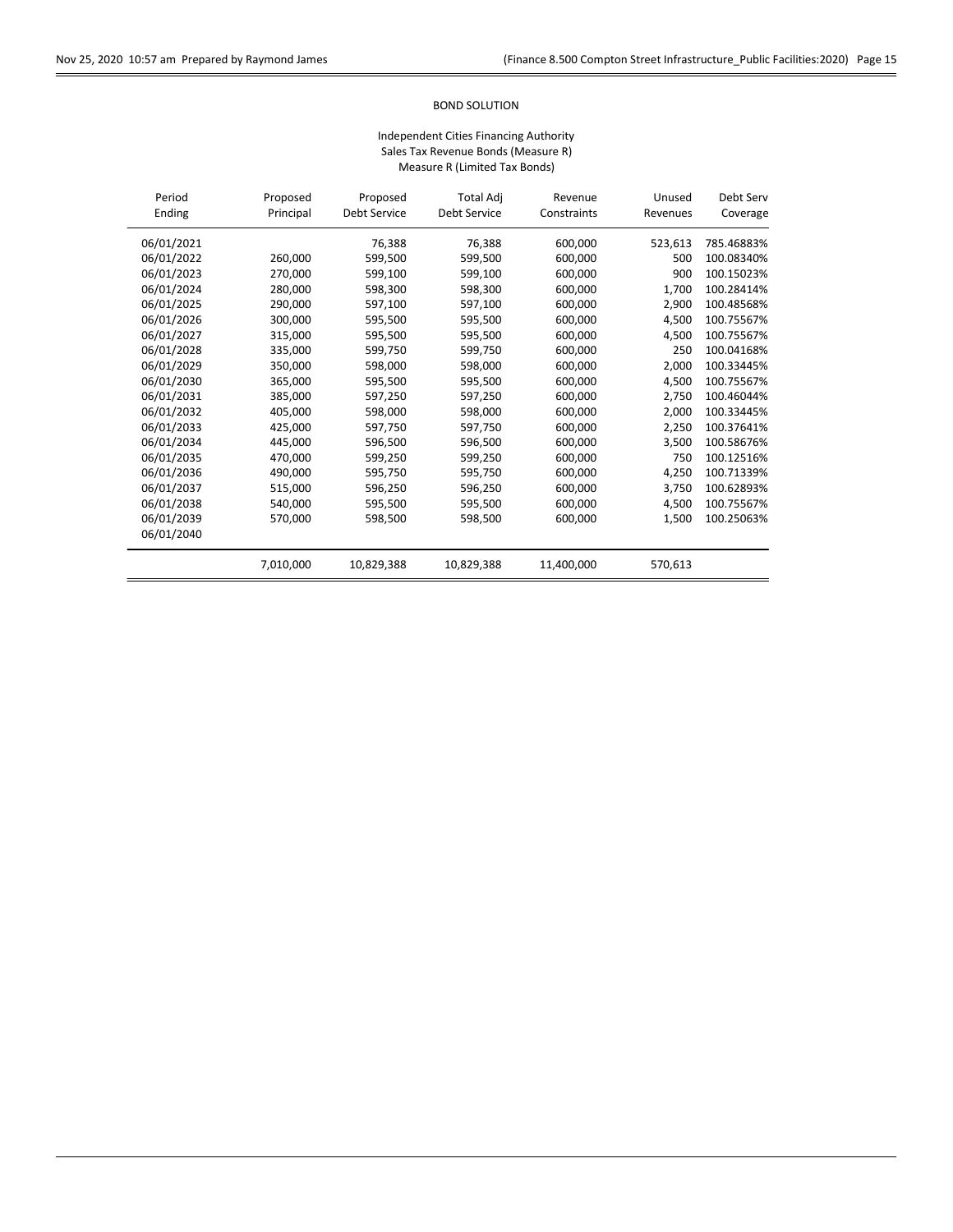BOND SOLUTION

Independent Cities Financing Authority
Sales Tax Revenue Bonds (Measure R)
Measure R (Limited Tax Bonds)

| Period Ending | Proposed Principal | Proposed Debt Service | Total Adj Debt Service | Revenue Constraints | Unused Revenues | Debt Serv Coverage |
|---|---|---|---|---|---|---|
| 06/01/2021 | | 76,388 | 76,388 | 600,000 | 523,613 | 785.46883% |
| 06/01/2022 | 260,000 | 599,500 | 599,500 | 600,000 | 500 | 100.08340% |
| 06/01/2023 | 270,000 | 599,100 | 599,100 | 600,000 | 900 | 100.15023% |
| 06/01/2024 | 280,000 | 598,300 | 598,300 | 600,000 | 1,700 | 100.28414% |
| 06/01/2025 | 290,000 | 597,100 | 597,100 | 600,000 | 2,900 | 100.48568% |
| 06/01/2026 | 300,000 | 595,500 | 595,500 | 600,000 | 4,500 | 100.75567% |
| 06/01/2027 | 315,000 | 595,500 | 595,500 | 600,000 | 4,500 | 100.75567% |
| 06/01/2028 | 335,000 | 599,750 | 599,750 | 600,000 | 250 | 100.04168% |
| 06/01/2029 | 350,000 | 598,000 | 598,000 | 600,000 | 2,000 | 100.33445% |
| 06/01/2030 | 365,000 | 595,500 | 595,500 | 600,000 | 4,500 | 100.75567% |
| 06/01/2031 | 385,000 | 597,250 | 597,250 | 600,000 | 2,750 | 100.46044% |
| 06/01/2032 | 405,000 | 598,000 | 598,000 | 600,000 | 2,000 | 100.33445% |
| 06/01/2033 | 425,000 | 597,750 | 597,750 | 600,000 | 2,250 | 100.37641% |
| 06/01/2034 | 445,000 | 596,500 | 596,500 | 600,000 | 3,500 | 100.58676% |
| 06/01/2035 | 470,000 | 599,250 | 599,250 | 600,000 | 750 | 100.12516% |
| 06/01/2036 | 490,000 | 595,750 | 595,750 | 600,000 | 4,250 | 100.71339% |
| 06/01/2037 | 515,000 | 596,250 | 596,250 | 600,000 | 3,750 | 100.62893% |
| 06/01/2038 | 540,000 | 595,500 | 595,500 | 600,000 | 4,500 | 100.75567% |
| 06/01/2039 | 570,000 | 598,500 | 598,500 | 600,000 | 1,500 | 100.25063% |
| 06/01/2040 | | | | | | |
| | 7,010,000 | 10,829,388 | 10,829,388 | 11,400,000 | 570,613 | |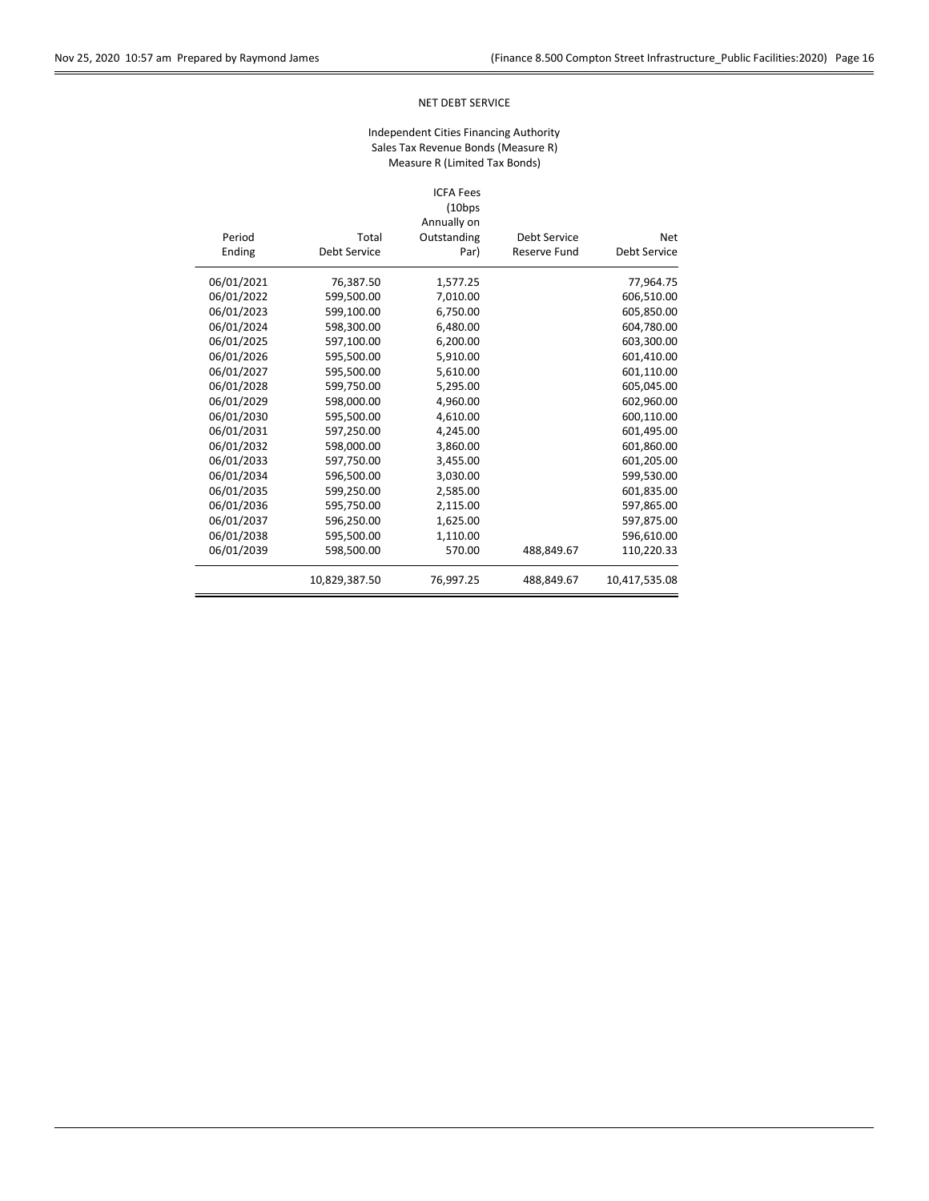NET DEBT SERVICE

Independent Cities Financing Authority
Sales Tax Revenue Bonds (Measure R)
Measure R (Limited Tax Bonds)

| Period Ending | Total Debt Service | ICFA Fees (10bps Annually on Outstanding Par) | Debt Service Reserve Fund | Net Debt Service |
|---|---|---|---|---|
| 06/01/2021 | 76,387.50 | 1,577.25 | | 77,964.75 |
| 06/01/2022 | 599,500.00 | 7,010.00 | | 606,510.00 |
| 06/01/2023 | 599,100.00 | 6,750.00 | | 605,850.00 |
| 06/01/2024 | 598,300.00 | 6,480.00 | | 604,780.00 |
| 06/01/2025 | 597,100.00 | 6,200.00 | | 603,300.00 |
| 06/01/2026 | 595,500.00 | 5,910.00 | | 601,410.00 |
| 06/01/2027 | 595,500.00 | 5,610.00 | | 601,110.00 |
| 06/01/2028 | 599,750.00 | 5,295.00 | | 605,045.00 |
| 06/01/2029 | 598,000.00 | 4,960.00 | | 602,960.00 |
| 06/01/2030 | 595,500.00 | 4,610.00 | | 600,110.00 |
| 06/01/2031 | 597,250.00 | 4,245.00 | | 601,495.00 |
| 06/01/2032 | 598,000.00 | 3,860.00 | | 601,860.00 |
| 06/01/2033 | 597,750.00 | 3,455.00 | | 601,205.00 |
| 06/01/2034 | 596,500.00 | 3,030.00 | | 599,530.00 |
| 06/01/2035 | 599,250.00 | 2,585.00 | | 601,835.00 |
| 06/01/2036 | 595,750.00 | 2,115.00 | | 597,865.00 |
| 06/01/2037 | 596,250.00 | 1,625.00 | | 597,875.00 |
| 06/01/2038 | 595,500.00 | 1,110.00 | | 596,610.00 |
| 06/01/2039 | 598,500.00 | 570.00 | 488,849.67 | 110,220.33 |
| | 10,829,387.50 | 76,997.25 | 488,849.67 | 10,417,535.08 |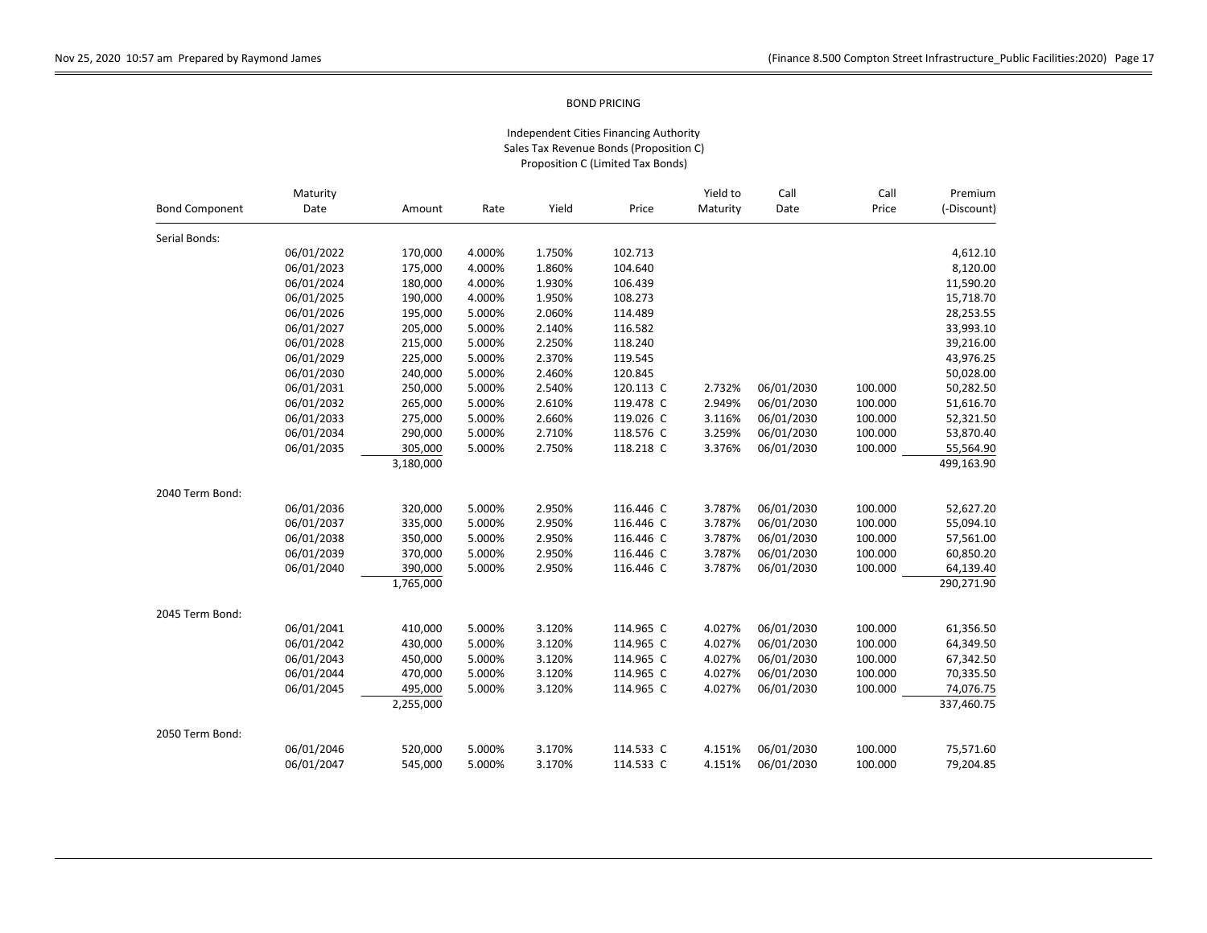# BOND PRICING

Independent Cities Financing Authority
Sales Tax Revenue Bonds (Proposition C)
Proposition C (Limited Tax Bonds)

| Bond Component | Maturity Date | Amount | Rate | Yield | Price | Yield to Maturity | Call Date | Call Price | Premium (-Discount) |
|---|---|---|---|---|---|---|---|---|---|
| Serial Bonds: | | | | | | | | | |
| | 06/01/2022 | 170,000 | 4.000% | 1.750% | 102.713 | | | | 4,612.10 |
| | 06/01/2023 | 175,000 | 4.000% | 1.860% | 104.640 | | | | 8,120.00 |
| | 06/01/2024 | 180,000 | 4.000% | 1.930% | 106.439 | | | | 11,590.20 |
| | 06/01/2025 | 190,000 | 4.000% | 1.950% | 108.273 | | | | 15,718.70 |
| | 06/01/2026 | 195,000 | 5.000% | 2.060% | 114.489 | | | | 28,253.55 |
| | 06/01/2027 | 205,000 | 5.000% | 2.140% | 116.582 | | | | 33,993.10 |
| | 06/01/2028 | 215,000 | 5.000% | 2.250% | 118.240 | | | | 39,216.00 |
| | 06/01/2029 | 225,000 | 5.000% | 2.370% | 119.545 | | | | 43,976.25 |
| | 06/01/2030 | 240,000 | 5.000% | 2.460% | 120.845 | | | | 50,028.00 |
| | 06/01/2031 | 250,000 | 5.000% | 2.540% | 120.113 C | 2.732% | 06/01/2030 | 100.000 | 50,282.50 |
| | 06/01/2032 | 265,000 | 5.000% | 2.610% | 119.478 C | 2.949% | 06/01/2030 | 100.000 | 51,616.70 |
| | 06/01/2033 | 275,000 | 5.000% | 2.660% | 119.026 C | 3.116% | 06/01/2030 | 100.000 | 52,321.50 |
| | 06/01/2034 | 290,000 | 5.000% | 2.710% | 118.576 C | 3.259% | 06/01/2030 | 100.000 | 53,870.40 |
| | 06/01/2035 | 305,000 | 5.000% | 2.750% | 118.218 C | 3.376% | 06/01/2030 | 100.000 | 55,564.90 |
| | | 3,180,000 | | | | | | | 499,163.90 |
| 2040 Term Bond: | | | | | | | | | |
| | 06/01/2036 | 320,000 | 5.000% | 2.950% | 116.446 C | 3.787% | 06/01/2030 | 100.000 | 52,627.20 |
| | 06/01/2037 | 335,000 | 5.000% | 2.950% | 116.446 C | 3.787% | 06/01/2030 | 100.000 | 55,094.10 |
| | 06/01/2038 | 350,000 | 5.000% | 2.950% | 116.446 C | 3.787% | 06/01/2030 | 100.000 | 57,561.00 |
| | 06/01/2039 | 370,000 | 5.000% | 2.950% | 116.446 C | 3.787% | 06/01/2030 | 100.000 | 60,850.20 |
| | 06/01/2040 | 390,000 | 5.000% | 2.950% | 116.446 C | 3.787% | 06/01/2030 | 100.000 | 64,139.40 |
| | | 1,765,000 | | | | | | | 290,271.90 |
| 2045 Term Bond: | | | | | | | | | |
| | 06/01/2041 | 410,000 | 5.000% | 3.120% | 114.965 C | 4.027% | 06/01/2030 | 100.000 | 61,356.50 |
| | 06/01/2042 | 430,000 | 5.000% | 3.120% | 114.965 C | 4.027% | 06/01/2030 | 100.000 | 64,349.50 |
| | 06/01/2043 | 450,000 | 5.000% | 3.120% | 114.965 C | 4.027% | 06/01/2030 | 100.000 | 67,342.50 |
| | 06/01/2044 | 470,000 | 5.000% | 3.120% | 114.965 C | 4.027% | 06/01/2030 | 100.000 | 70,335.50 |
| | 06/01/2045 | 495,000 | 5.000% | 3.120% | 114.965 C | 4.027% | 06/01/2030 | 100.000 | 74,076.75 |
| | | 2,255,000 | | | | | | | 337,460.75 |
| 2050 Term Bond: | | | | | | | | | |
| | 06/01/2046 | 520,000 | 5.000% | 3.170% | 114.533 C | 4.151% | 06/01/2030 | 100.000 | 75,571.60 |
| | 06/01/2047 | 545,000 | 5.000% | 3.170% | 114.533 C | 4.151% | 06/01/2030 | 100.000 | 79,204.85 |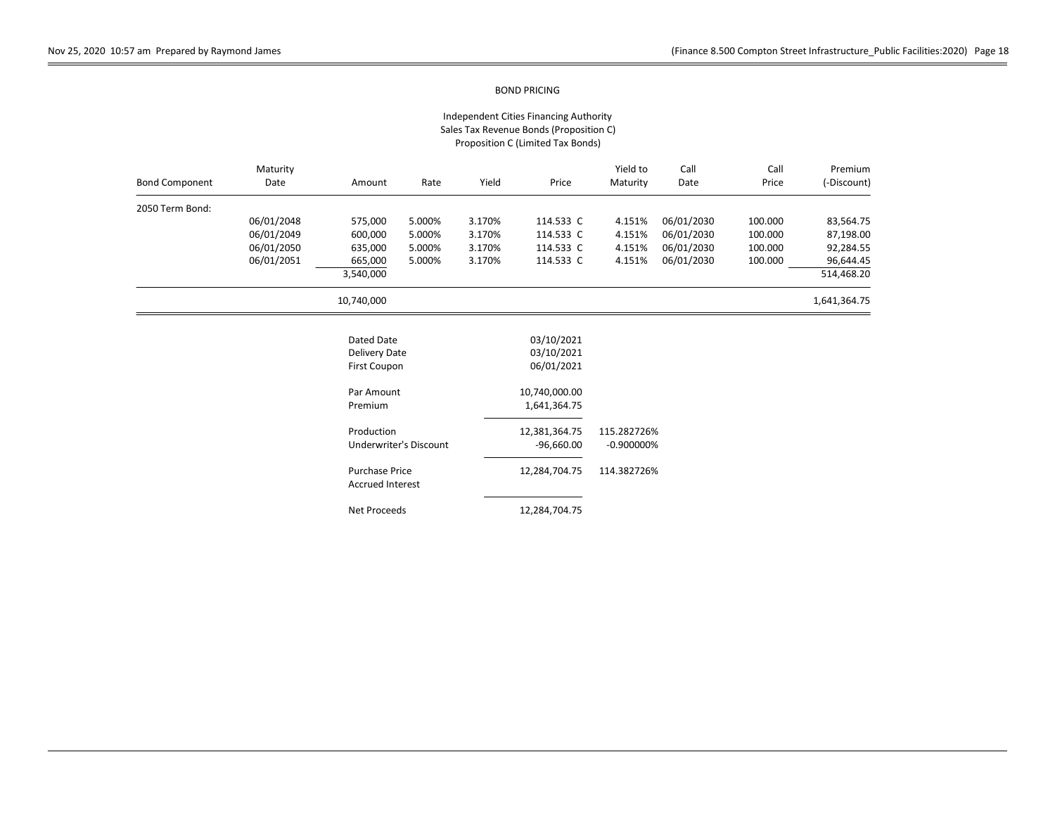BOND PRICING

Independent Cities Financing Authority
Sales Tax Revenue Bonds (Proposition C)
Proposition C (Limited Tax Bonds)

| Bond Component | Maturity Date | Amount | Rate | Yield | Price | Yield to Maturity | Call Date | Call Price | Premium (-Discount) |
|---|---|---|---|---|---|---|---|---|---|
| 2050 Term Bond: | | | | | | | | | |
| | 06/01/2048 | 575,000 | 5.000% | 3.170% | 114.533 C | 4.151% | 06/01/2030 | 100.000 | 83,564.75 |
| | 06/01/2049 | 600,000 | 5.000% | 3.170% | 114.533 C | 4.151% | 06/01/2030 | 100.000 | 87,198.00 |
| | 06/01/2050 | 635,000 | 5.000% | 3.170% | 114.533 C | 4.151% | 06/01/2030 | 100.000 | 92,284.55 |
| | 06/01/2051 | 665,000 | 5.000% | 3.170% | 114.533 C | 4.151% | 06/01/2030 | 100.000 | 96,644.45 |
| | | 3,540,000 | | | | | | | 514,468.20 |
| | | 10,740,000 | | | | | | | 1,641,364.75 |

| | | |
|---|---|---|
| Dated Date | 03/10/2021 | |
| Delivery Date | 03/10/2021 | |
| First Coupon | 06/01/2021 | |
| Par Amount | 10,740,000.00 | |
| Premium | 1,641,364.75 | |
| Production | 12,381,364.75 | 115.282726% |
| Underwriter's Discount | -96,660.00 | -0.900000% |
| Purchase Price | 12,284,704.75 | 114.382726% |
| Accrued Interest | | |
| Net Proceeds | 12,284,704.75 | |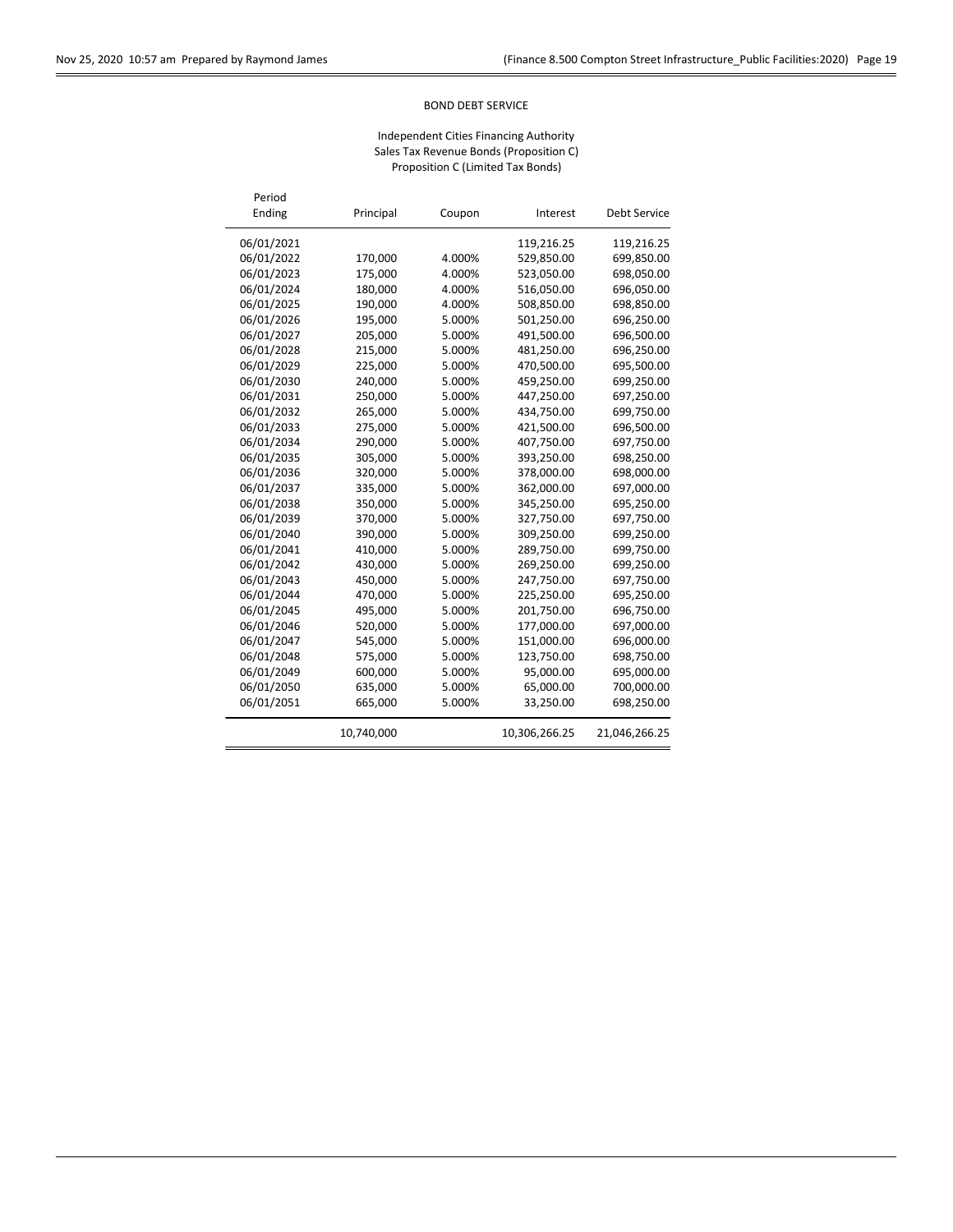BOND DEBT SERVICE

Independent Cities Financing Authority
Sales Tax Revenue Bonds (Proposition C)
Proposition C (Limited Tax Bonds)

| Period Ending | Principal | Coupon | Interest | Debt Service |
|---|---|---|---|---|
| 06/01/2021 | | | 119,216.25 | 119,216.25 |
| 06/01/2022 | 170,000 | 4.000% | 529,850.00 | 699,850.00 |
| 06/01/2023 | 175,000 | 4.000% | 523,050.00 | 698,050.00 |
| 06/01/2024 | 180,000 | 4.000% | 516,050.00 | 696,050.00 |
| 06/01/2025 | 190,000 | 4.000% | 508,850.00 | 698,850.00 |
| 06/01/2026 | 195,000 | 5.000% | 501,250.00 | 696,250.00 |
| 06/01/2027 | 205,000 | 5.000% | 491,500.00 | 696,500.00 |
| 06/01/2028 | 215,000 | 5.000% | 481,250.00 | 696,250.00 |
| 06/01/2029 | 225,000 | 5.000% | 470,500.00 | 695,500.00 |
| 06/01/2030 | 240,000 | 5.000% | 459,250.00 | 699,250.00 |
| 06/01/2031 | 250,000 | 5.000% | 447,250.00 | 697,250.00 |
| 06/01/2032 | 265,000 | 5.000% | 434,750.00 | 699,750.00 |
| 06/01/2033 | 275,000 | 5.000% | 421,500.00 | 696,500.00 |
| 06/01/2034 | 290,000 | 5.000% | 407,750.00 | 697,750.00 |
| 06/01/2035 | 305,000 | 5.000% | 393,250.00 | 698,250.00 |
| 06/01/2036 | 320,000 | 5.000% | 378,000.00 | 698,000.00 |
| 06/01/2037 | 335,000 | 5.000% | 362,000.00 | 697,000.00 |
| 06/01/2038 | 350,000 | 5.000% | 345,250.00 | 695,250.00 |
| 06/01/2039 | 370,000 | 5.000% | 327,750.00 | 697,750.00 |
| 06/01/2040 | 390,000 | 5.000% | 309,250.00 | 699,250.00 |
| 06/01/2041 | 410,000 | 5.000% | 289,750.00 | 699,750.00 |
| 06/01/2042 | 430,000 | 5.000% | 269,250.00 | 699,250.00 |
| 06/01/2043 | 450,000 | 5.000% | 247,750.00 | 697,750.00 |
| 06/01/2044 | 470,000 | 5.000% | 225,250.00 | 695,250.00 |
| 06/01/2045 | 495,000 | 5.000% | 201,750.00 | 696,750.00 |
| 06/01/2046 | 520,000 | 5.000% | 177,000.00 | 697,000.00 |
| 06/01/2047 | 545,000 | 5.000% | 151,000.00 | 696,000.00 |
| 06/01/2048 | 575,000 | 5.000% | 123,750.00 | 698,750.00 |
| 06/01/2049 | 600,000 | 5.000% | 95,000.00 | 695,000.00 |
| 06/01/2050 | 635,000 | 5.000% | 65,000.00 | 700,000.00 |
| 06/01/2051 | 665,000 | 5.000% | 33,250.00 | 698,250.00 |
| | 10,740,000 | | 10,306,266.25 | 21,046,266.25 |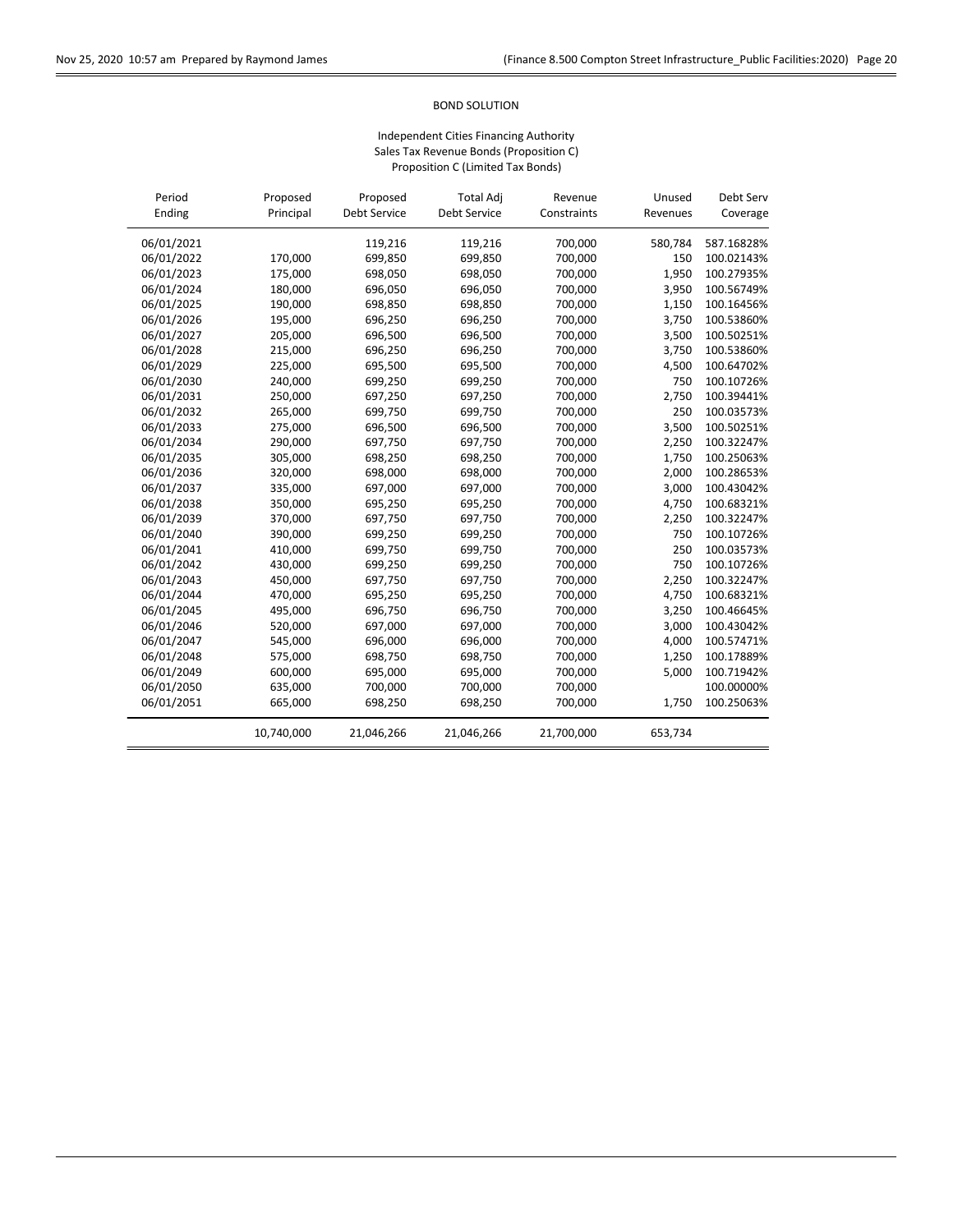BOND SOLUTION

Independent Cities Financing Authority
Sales Tax Revenue Bonds (Proposition C)
Proposition C (Limited Tax Bonds)

| Period Ending | Proposed Principal | Proposed Debt Service | Total Adj Debt Service | Revenue Constraints | Unused Revenues | Debt Serv Coverage |
|---|---|---|---|---|---|---|
| 06/01/2021 | | 119,216 | 119,216 | 700,000 | 580,784 | 587.16828% |
| 06/01/2022 | 170,000 | 699,850 | 699,850 | 700,000 | 150 | 100.02143% |
| 06/01/2023 | 175,000 | 698,050 | 698,050 | 700,000 | 1,950 | 100.27935% |
| 06/01/2024 | 180,000 | 696,050 | 696,050 | 700,000 | 3,950 | 100.56749% |
| 06/01/2025 | 190,000 | 698,850 | 698,850 | 700,000 | 1,150 | 100.16456% |
| 06/01/2026 | 195,000 | 696,250 | 696,250 | 700,000 | 3,750 | 100.53860% |
| 06/01/2027 | 205,000 | 696,500 | 696,500 | 700,000 | 3,500 | 100.50251% |
| 06/01/2028 | 215,000 | 696,250 | 696,250 | 700,000 | 3,750 | 100.53860% |
| 06/01/2029 | 225,000 | 695,500 | 695,500 | 700,000 | 4,500 | 100.64702% |
| 06/01/2030 | 240,000 | 699,250 | 699,250 | 700,000 | 750 | 100.10726% |
| 06/01/2031 | 250,000 | 697,250 | 697,250 | 700,000 | 2,750 | 100.39441% |
| 06/01/2032 | 265,000 | 699,750 | 699,750 | 700,000 | 250 | 100.03573% |
| 06/01/2033 | 275,000 | 696,500 | 696,500 | 700,000 | 3,500 | 100.50251% |
| 06/01/2034 | 290,000 | 697,750 | 697,750 | 700,000 | 2,250 | 100.32247% |
| 06/01/2035 | 305,000 | 698,250 | 698,250 | 700,000 | 1,750 | 100.25063% |
| 06/01/2036 | 320,000 | 698,000 | 698,000 | 700,000 | 2,000 | 100.28653% |
| 06/01/2037 | 335,000 | 697,000 | 697,000 | 700,000 | 3,000 | 100.43042% |
| 06/01/2038 | 350,000 | 695,250 | 695,250 | 700,000 | 4,750 | 100.68321% |
| 06/01/2039 | 370,000 | 697,750 | 697,750 | 700,000 | 2,250 | 100.32247% |
| 06/01/2040 | 390,000 | 699,250 | 699,250 | 700,000 | 750 | 100.10726% |
| 06/01/2041 | 410,000 | 699,750 | 699,750 | 700,000 | 250 | 100.03573% |
| 06/01/2042 | 430,000 | 699,250 | 699,250 | 700,000 | 750 | 100.10726% |
| 06/01/2043 | 450,000 | 697,750 | 697,750 | 700,000 | 2,250 | 100.32247% |
| 06/01/2044 | 470,000 | 695,250 | 695,250 | 700,000 | 4,750 | 100.68321% |
| 06/01/2045 | 495,000 | 696,750 | 696,750 | 700,000 | 3,250 | 100.46645% |
| 06/01/2046 | 520,000 | 697,000 | 697,000 | 700,000 | 3,000 | 100.43042% |
| 06/01/2047 | 545,000 | 696,000 | 696,000 | 700,000 | 4,000 | 100.57471% |
| 06/01/2048 | 575,000 | 698,750 | 698,750 | 700,000 | 1,250 | 100.17889% |
| 06/01/2049 | 600,000 | 695,000 | 695,000 | 700,000 | 5,000 | 100.71942% |
| 06/01/2050 | 635,000 | 700,000 | 700,000 | 700,000 | | 100.00000% |
| 06/01/2051 | 665,000 | 698,250 | 698,250 | 700,000 | 1,750 | 100.25063% |
| | 10,740,000 | 21,046,266 | 21,046,266 | 21,700,000 | 653,734 | |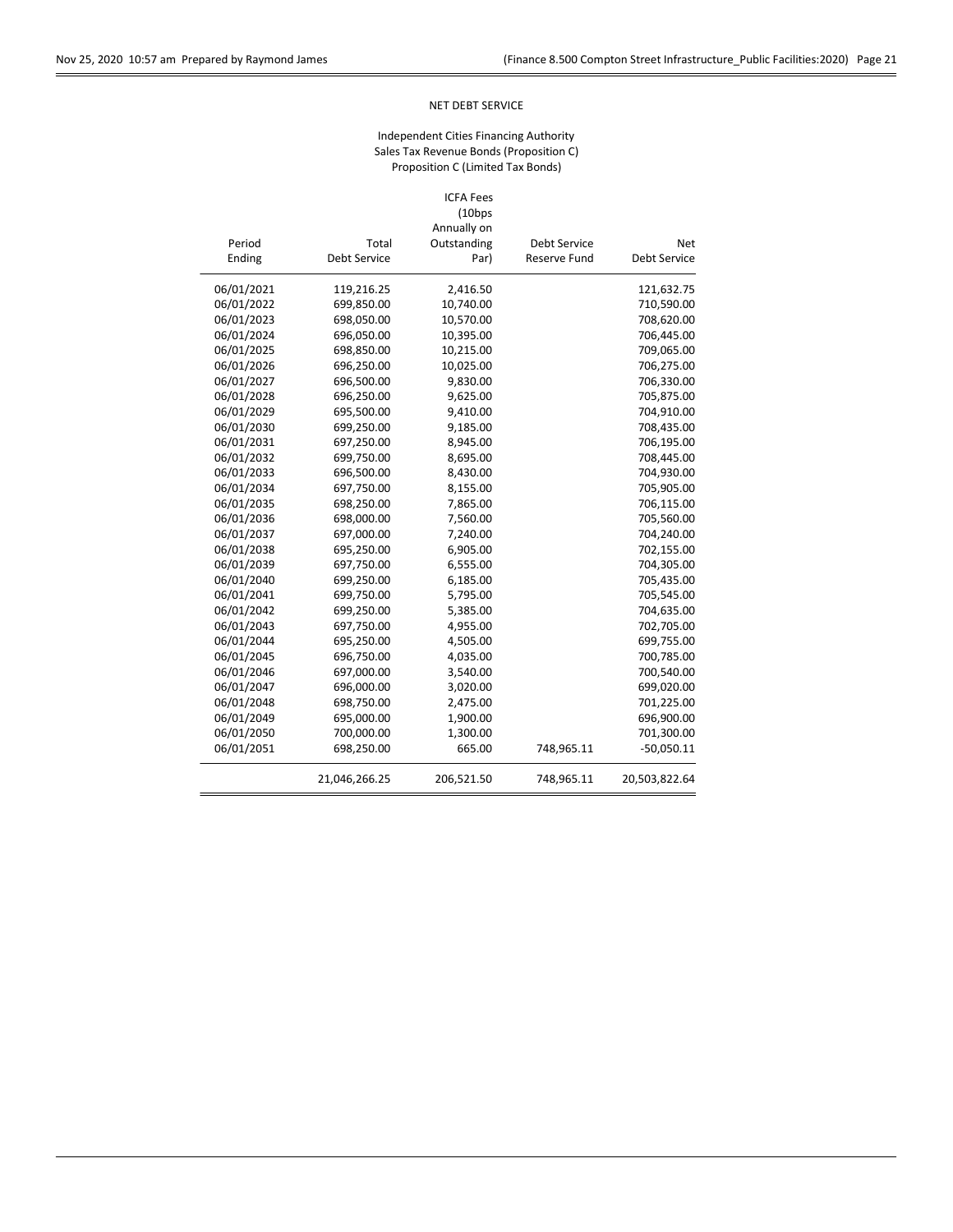NET DEBT SERVICE

Independent Cities Financing Authority
Sales Tax Revenue Bonds (Proposition C)
Proposition C (Limited Tax Bonds)

| Period Ending | Total Debt Service | ICFA Fees (10bps Annually on Outstanding Par) | Debt Service Reserve Fund | Net Debt Service |
|---|---|---|---|---|
| 06/01/2021 | 119,216.25 | 2,416.50 | | 121,632.75 |
| 06/01/2022 | 699,850.00 | 10,740.00 | | 710,590.00 |
| 06/01/2023 | 698,050.00 | 10,570.00 | | 708,620.00 |
| 06/01/2024 | 696,050.00 | 10,395.00 | | 706,445.00 |
| 06/01/2025 | 698,850.00 | 10,215.00 | | 709,065.00 |
| 06/01/2026 | 696,250.00 | 10,025.00 | | 706,275.00 |
| 06/01/2027 | 696,500.00 | 9,830.00 | | 706,330.00 |
| 06/01/2028 | 696,250.00 | 9,625.00 | | 705,875.00 |
| 06/01/2029 | 695,500.00 | 9,410.00 | | 704,910.00 |
| 06/01/2030 | 699,250.00 | 9,185.00 | | 708,435.00 |
| 06/01/2031 | 697,250.00 | 8,945.00 | | 706,195.00 |
| 06/01/2032 | 699,750.00 | 8,695.00 | | 708,445.00 |
| 06/01/2033 | 696,500.00 | 8,430.00 | | 704,930.00 |
| 06/01/2034 | 697,750.00 | 8,155.00 | | 705,905.00 |
| 06/01/2035 | 698,250.00 | 7,865.00 | | 706,115.00 |
| 06/01/2036 | 698,000.00 | 7,560.00 | | 705,560.00 |
| 06/01/2037 | 697,000.00 | 7,240.00 | | 704,240.00 |
| 06/01/2038 | 695,250.00 | 6,905.00 | | 702,155.00 |
| 06/01/2039 | 697,750.00 | 6,555.00 | | 704,305.00 |
| 06/01/2040 | 699,250.00 | 6,185.00 | | 705,435.00 |
| 06/01/2041 | 699,750.00 | 5,795.00 | | 705,545.00 |
| 06/01/2042 | 699,250.00 | 5,385.00 | | 704,635.00 |
| 06/01/2043 | 697,750.00 | 4,955.00 | | 702,705.00 |
| 06/01/2044 | 695,250.00 | 4,505.00 | | 699,755.00 |
| 06/01/2045 | 696,750.00 | 4,035.00 | | 700,785.00 |
| 06/01/2046 | 697,000.00 | 3,540.00 | | 700,540.00 |
| 06/01/2047 | 696,000.00 | 3,020.00 | | 699,020.00 |
| 06/01/2048 | 698,750.00 | 2,475.00 | | 701,225.00 |
| 06/01/2049 | 695,000.00 | 1,900.00 | | 696,900.00 |
| 06/01/2050 | 700,000.00 | 1,300.00 | | 701,300.00 |
| 06/01/2051 | 698,250.00 | 665.00 | 748,965.11 | -50,050.11 |
| | 21,046,266.25 | 206,521.50 | 748,965.11 | 20,503,822.64 |